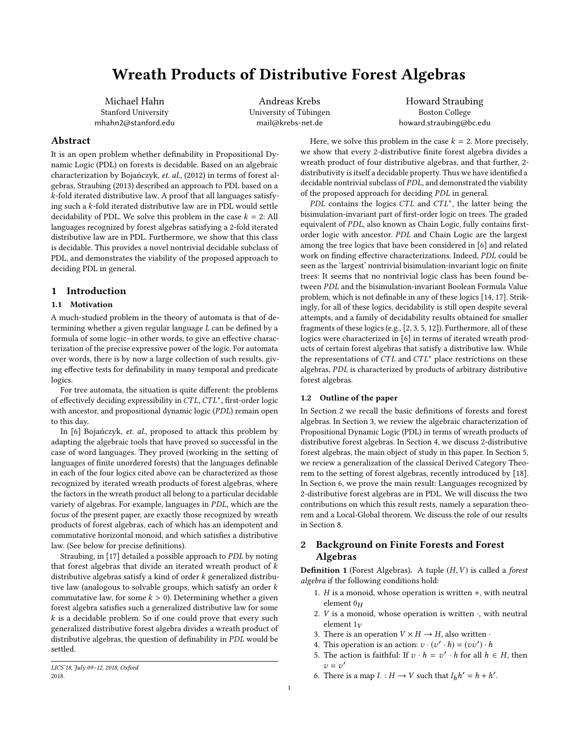# Wreath Products of Distributive Forest Algebras

Michael Hahn
Stanford University
mhahn2@stanford.edu

Andreas Krebs
University of Tübingen
mail@krebs-net.de

Howard Straubing
Boston College
howard.straubing@bc.edu

## Abstract

It is an open problem whether definability in Propositional Dynamic Logic (PDL) on forests is decidable. Based on an algebraic characterization by Bojańczyk, *et. al.,* (2012) in terms of forest algebras, Straubing (2013) described an approach to PDL based on a $k$-fold iterated distributive law. A proof that all languages satisfying such a $k$-fold iterated distributive law are in PDL would settle decidability of PDL. We solve this problem in the case $k = 2$: All languages recognized by forest algebras satisfying a 2-fold iterated distributive law are in PDL. Furthermore, we show that this class is decidable. This provides a novel nontrivial decidable subclass of PDL, and demonstrates the viability of the proposed approach to deciding PDL in general.

## 1 Introduction

### 1.1 Motivation

A much-studied problem in the theory of automata is that of determining whether a given regular language $L$ can be defined by a formula of some logic–in other words, to give an effective characterization of the precise expressive power of the logic. For automata over words, there is by now a large collection of such results, giving effective tests for definability in many temporal and predicate logics.

For tree automata, the situation is quite different: the problems of effectively deciding expressibility in $CTL$, $CTL^*$, first-order logic with ancestor, and propositional dynamic logic (*PDL*) remain open to this day.

In [6] Bojańczyk, *et. al.,* proposed to attack this problem by adapting the algebraic tools that have proved so successful in the case of word languages. They proved (working in the setting of languages of finite unordered forests) that the languages definable in each of the four logics cited above can be characterized as those recognized by iterated wreath products of forest algebras, where the factors in the wreath product all belong to a particular decidable variety of algebras. For example, languages in *PDL*, which are the focus of the present paper, are exactly those recognized by wreath products of forest algebras, each of which has an idempotent and commutative horizontal monoid, and which satisfies a distributive law. (See below for precise definitions).

Straubing, in [17] detailed a possible approach to *PDL* by noting that forest algebras that divide an iterated wreath product of $k$ distributive algebras satisfy a kind of order $k$ generalized distributive law (analogous to solvable groups, which satisfy an order $k$ commutative law, for some $k > 0$). Determining whether a given forest algebra satisfies such a generalized distributive law for some $k$ is a decidable problem. So if one could prove that every such generalized distributive forest algebra divides a wreath product of distributive algebras, the question of definability in *PDL* would be settled.

Here, we solve this problem in the case $k = 2$. More precisely, we show that every 2-distributive finite forest algebra divides a wreath product of four distributive algebras, and that further, 2-distributivity is itself a decidable property. Thus we have identified a decidable nontrivial subclass of *PDL*, and demonstrated the viability of the proposed approach for deciding *PDL* in general.

*PDL* contains the logics $CTL$ and $CTL^*$, the latter being the bisimulation-invariant part of first-order logic on trees. The graded equivalent of *PDL*, also known as Chain Logic, fully contains first-order logic with ancestor. *PDL* and Chain Logic are the largest among the tree logics that have been considered in [6] and related work on finding effective characterizations. Indeed, *PDL* could be seen as the 'largest' nontrivial bisimulation-invariant logic on finite trees: It seems that no nontrivial logic class has been found between *PDL* and the bisimulation-invariant Boolean Formula Value problem, which is not definable in any of these logics [14, 17]. Strikingly, for all of these logics, decidability is still open despite several attempts, and a family of decidability results obtained for smaller fragments of these logics (e.g., [2, 3, 5, 12]). Furthermore, all of these logics were characterized in [6] in terms of iterated wreath products of certain forest algebras that satisfy a distributive law. While the representations of $CTL$ and $CTL^*$ place restrictions on these algebras, *PDL* is characterized by products of arbitrary distributive forest algebras.

### 1.2 Outline of the paper

In Section 2 we recall the basic definitions of forests and forest algebras. In Section 3, we review the algebraic characterization of Propositional Dynamic Logic (PDL) in terms of wreath products of distributive forest algebras. In Section 4, we discuss 2-distributive forest algebras, the main object of study in this paper. In Section 5, we review a generalization of the classical Derived Category Theorem to the setting of forest algebras, recently introduced by [18]. In Section 6, we prove the main result: Languages recognized by 2-distributive forest algebras are in PDL. We will discuss the two contributions on which this result rests, namely a separation theorem and a Local-Global theorem. We discuss the role of our results in Section 8.

## 2 Background on Finite Forests and Forest Algebras

**Definition 1** (Forest Algebras). A tuple $(H, V)$ is called a *forest algebra* if the following conditions hold:

1. $H$ is a monoid, whose operation is written $+$, with neutral element $0_H$
2. $V$ is a monoid, whose operation is written $\cdot$, with neutral element $1_V$
3. There is an operation $V \times H \to H$, also written $\cdot$
4. This operation is an action: $v \cdot (v' \cdot h) = (vv') \cdot h$
5. The action is faithful: If $v \cdot h = v' \cdot h$ for all $h \in H$, then $v = v'$
6. There is a map $I. : H \to V$ such that $I_h h' = h + h'$.

LICS'18, July 09–12, 2018, Oxford
2018.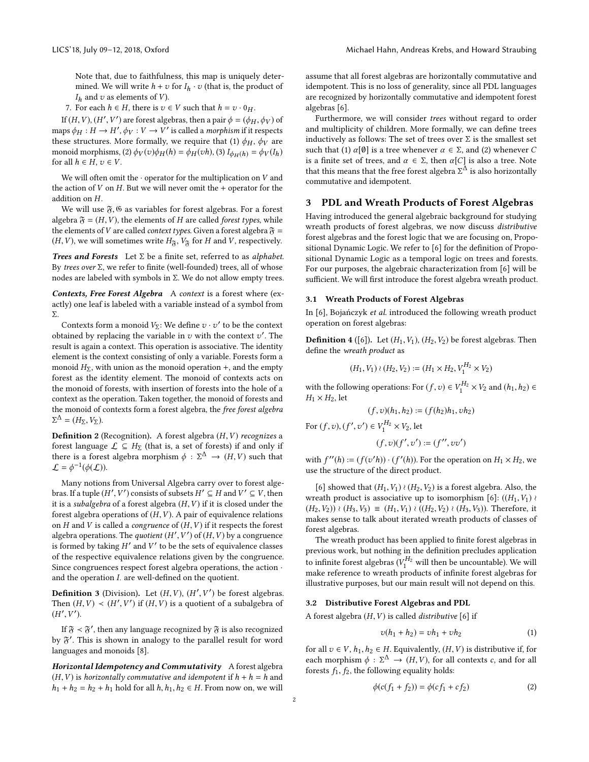Note that, due to faithfulness, this map is uniquely determined. We will write $h + v$ for $I_h \cdot v$ (that is, the product of $I_h$ and $v$ as elements of $V$).

7. For each $h \in H$, there is $v \in V$ such that $h = v \cdot 0_H$.

If $(H, V), (H', V')$ are forest algebras, then a pair $\phi = (\phi_H, \phi_V)$ of maps $\phi_H : H \to H'$, $\phi_V : V \to V'$ is called a *morphism* if it respects these structures. More formally, we require that (1) $\phi_H$, $\phi_V$ are monoid morphisms, (2) $\phi_V(v)\phi_H(h) = \phi_H(vh)$, (3) $I_{\phi_H(h)} = \phi_V(I_h)$ for all $h \in H$, $v \in V$.

We will often omit the $\cdot$ operator for the multiplication on $V$ and the action of $V$ on $H$. But we will never omit the + operator for the addition on $H$.

We will use $\mathfrak{F}, \mathfrak{G}$ as variables for forest algebras. For a forest algebra $\mathfrak{F} = (H, V)$, the elements of $H$ are called *forest types*, while the elements of $V$ are called *context types*. Given a forest algebra $\mathfrak{F} = (H, V)$, we will sometimes write $H_{\mathfrak{F}}$, $V_{\mathfrak{F}}$ for $H$ and $V$, respectively.

***Trees and Forests*** Let $\Sigma$ be a finite set, referred to as *alphabet*. By *trees over* $\Sigma$, we refer to finite (well-founded) trees, all of whose nodes are labeled with symbols in $\Sigma$. We do not allow empty trees.

***Contexts, Free Forest Algebra*** A *context* is a forest where (exactly) one leaf is labeled with a variable instead of a symbol from $\Sigma$.

Contexts form a monoid $V_\Sigma$: We define $v \cdot v'$ to be the context obtained by replacing the variable in $v$ with the context $v'$. The result is again a context. This operation is associative. The identity element is the context consisting of only a variable. Forests form a monoid $H_\Sigma$, with union as the monoid operation +, and the empty forest as the identity element. The monoid of contexts acts on the monoid of forests, with insertion of forests into the hole of a context as the operation. Taken together, the monoid of forests and the monoid of contexts form a forest algebra, the *free forest algebra* $\Sigma^\Delta = (H_\Sigma, V_\Sigma)$.

**Definition 2** (Recognition). A forest algebra $(H, V)$ *recognizes* a forest language $\mathcal{L} \subseteq H_\Sigma$ (that is, a set of forests) if and only if there is a forest algebra morphism $\phi : \Sigma^\Delta \to (H, V)$ such that $\mathcal{L} = \phi^{-1}(\phi(\mathcal{L}))$.

Many notions from Universal Algebra carry over to forest algebras. If a tuple $(H', V')$ consists of subsets $H' \subseteq H$ and $V' \subseteq V$, then it is a *subalgebra* of a forest algebra $(H, V)$ if it is closed under the forest algebra operations of $(H, V)$. A pair of equivalence relations on $H$ and $V$ is called a *congruence* of $(H, V)$ if it respects the forest algebra operations. The *quotient* $(H', V')$ of $(H, V)$ by a congruence is formed by taking $H'$ and $V'$ to be the sets of equivalence classes of the respective equivalence relations given by the congruence. Since congruences respect forest algebra operations, the action $\cdot$ and the operation $I_\cdot$ are well-defined on the quotient.

**Definition 3** (Division). Let $(H, V)$, $(H', V')$ be forest algebras. Then $(H, V) \prec (H', V')$ if $(H, V)$ is a quotient of a subalgebra of $(H', V')$.

If $\mathfrak{F} \prec \mathfrak{F}'$, then any language recognized by $\mathfrak{F}$ is also recognized by $\mathfrak{F}'$. This is shown in analogy to the parallel result for word languages and monoids [8].

***Horizontal Idempotency and Commutativity*** A forest algebra $(H, V)$ is *horizontally commutative and idempotent* if $h + h = h$ and $h_1 + h_2 = h_2 + h_1$ hold for all $h, h_1, h_2 \in H$. From now on, we will assume that all forest algebras are horizontally commutative and idempotent. This is no loss of generality, since all PDL languages are recognized by horizontally commutative and idempotent forest algebras [6].

Furthermore, we will consider *trees* without regard to order and multiplicity of children. More formally, we can define trees inductively as follows: The set of trees over $\Sigma$ is the smallest set such that (1) $\alpha[\emptyset]$ is a tree whenever $\alpha \in \Sigma$, and (2) whenever $C$ is a finite set of trees, and $\alpha \in \Sigma$, then $\alpha[C]$ is also a tree. Note that this means that the free forest algebra $\Sigma^\Delta$ is also horizontally commutative and idempotent.

## 3 PDL and Wreath Products of Forest Algebras

Having introduced the general algebraic background for studying wreath products of forest algebras, we now discuss *distributive* forest algebras and the forest logic that we are focusing on, Propositional Dynamic Logic. We refer to [6] for the definition of Propositional Dynamic Logic as a temporal logic on trees and forests. For our purposes, the algebraic characterization from [6] will be sufficient. We will first introduce the forest algebra wreath product.

### 3.1 Wreath Products of Forest Algebras

In [6], Bojańczyk *et al.* introduced the following wreath product operation on forest algebras:

**Definition 4** ([6]). Let $(H_1, V_1)$, $(H_2, V_2)$ be forest algebras. Then define the *wreath product* as

$$(H_1, V_1) \wr (H_2, V_2) := (H_1 \times H_2, V_1^{H_2} \times V_2)$$

with the following operations: For $(f, v) \in V_1^{H_2} \times V_2$ and $(h_1, h_2) \in H_1 \times H_2$, let

$$(f, v)(h_1, h_2) := (f(h_2)h_1, vh_2)$$

For $(f, v), (f', v') \in V_1^{H_2} \times V_2$, let

$$(f, v)(f', v') := (f'', vv')$$

with $f''(h) := (f(v'h)) \cdot (f'(h))$. For the operation on $H_1 \times H_2$, we use the structure of the direct product.

[6] showed that $(H_1, V_1) \wr (H_2, V_2)$ is a forest algebra. Also, the wreath product is associative up to isomorphism [6]: $((H_1, V_1) \wr (H_2, V_2)) \wr (H_3, V_3) \equiv (H_1, V_1) \wr ((H_2, V_2) \wr (H_3, V_3))$. Therefore, it makes sense to talk about iterated wreath products of classes of forest algebras.

The wreath product has been applied to finite forest algebras in previous work, but nothing in the definition precludes application to infinite forest algebras ($V_1^{H_2}$ will then be uncountable). We will make reference to wreath products of infinite forest algebras for illustrative purposes, but our main result will not depend on this.

### 3.2 Distributive Forest Algebras and PDL

A forest algebra $(H, V)$ is called *distributive* [6] if

$$v(h_1 + h_2) = vh_1 + vh_2 \tag{1}$$

for all $v \in V$, $h_1, h_2 \in H$. Equivalently, $(H, V)$ is distributive if, for each morphism $\phi : \Sigma^\Delta \to (H, V)$, for all contexts $c$, and for all forests $f_1, f_2$, the following equality holds:

$$\phi(c(f_1 + f_2)) = \phi(cf_1 + cf_2) \tag{2}$$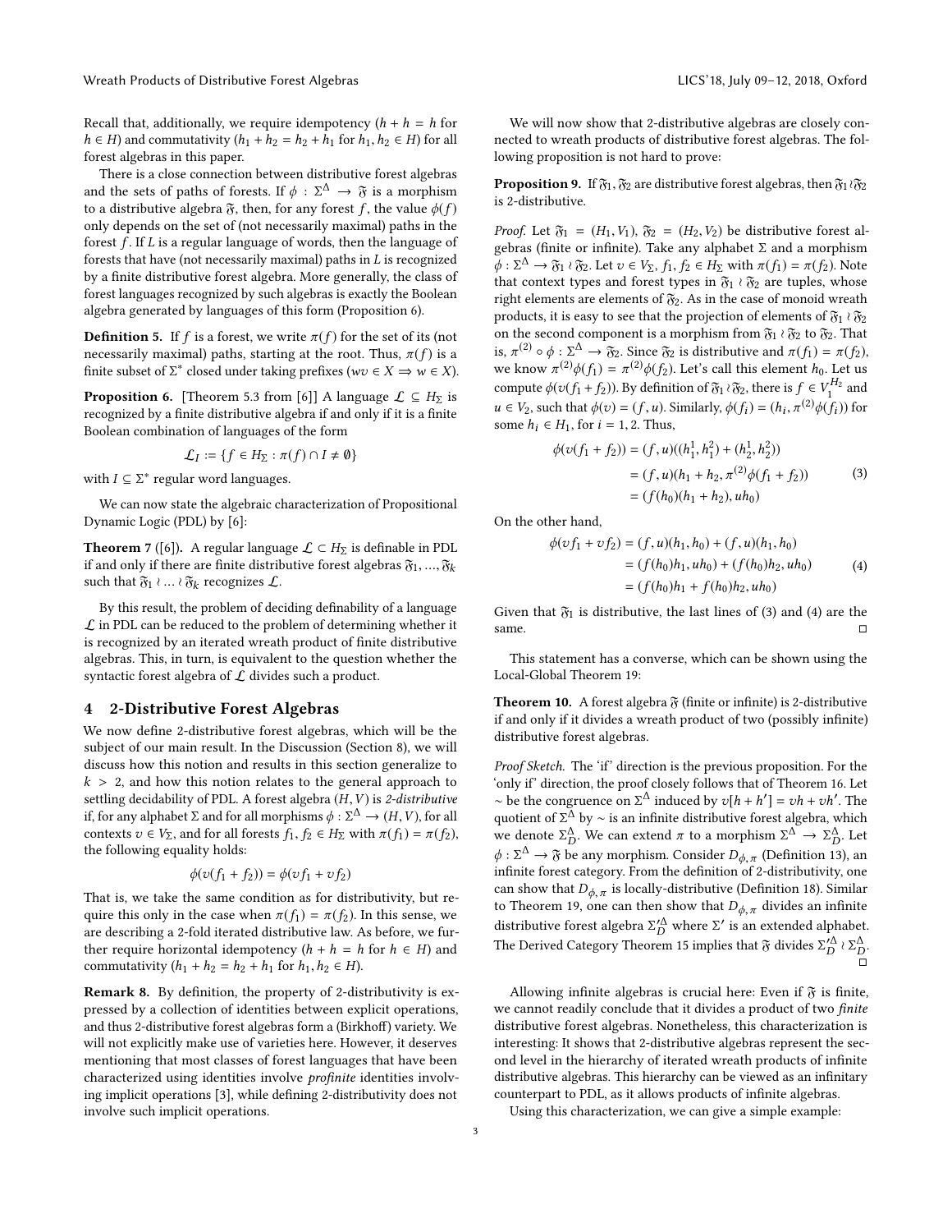Recall that, additionally, we require idempotency ($h + h = h$ for $h \in H$) and commutativity ($h_1 + h_2 = h_2 + h_1$ for $h_1, h_2 \in H$) for all forest algebras in this paper.

There is a close connection between distributive forest algebras and the sets of paths of forests. If $\phi : \Sigma^\Delta \to \mathfrak{F}$ is a morphism to a distributive algebra $\mathfrak{F}$, then, for any forest $f$, the value $\phi(f)$ only depends on the set of (not necessarily maximal) paths in the forest $f$. If $L$ is a regular language of words, then the language of forests that have (not necessarily maximal) paths in $L$ is recognized by a finite distributive forest algebra. More generally, the class of forest languages recognized by such algebras is exactly the Boolean algebra generated by languages of this form (Proposition 6).

**Definition 5.** If $f$ is a forest, we write $\pi(f)$ for the set of its (not necessarily maximal) paths, starting at the root. Thus, $\pi(f)$ is a finite subset of $\Sigma^*$ closed under taking prefixes ($wv \in X \Rightarrow w \in X$).

**Proposition 6.** [Theorem 5.3 from [6]] A language $\mathcal{L} \subseteq H_\Sigma$ is recognized by a finite distributive algebra if and only if it is a finite Boolean combination of languages of the form

$$\mathcal{L}_I := \{f \in H_\Sigma : \pi(f) \cap I \neq \emptyset\}$$

with $I \subseteq \Sigma^*$ regular word languages.

We can now state the algebraic characterization of Propositional Dynamic Logic (PDL) by [6]:

**Theorem 7** ([6])**.** A regular language $\mathcal{L} \subset H_\Sigma$ is definable in PDL if and only if there are finite distributive forest algebras $\mathfrak{F}_1, \ldots, \mathfrak{F}_k$ such that $\mathfrak{F}_1 \wr \ldots \wr \mathfrak{F}_k$ recognizes $\mathcal{L}$.

By this result, the problem of deciding definability of a language $\mathcal{L}$ in PDL can be reduced to the problem of determining whether it is recognized by an iterated wreath product of finite distributive algebras. This, in turn, is equivalent to the question whether the syntactic forest algebra of $\mathcal{L}$ divides such a product.

## 4 2-Distributive Forest Algebras

We now define 2-distributive forest algebras, which will be the subject of our main result. In the Discussion (Section 8), we will discuss how this notion and results in this section generalize to $k > 2$, and how this notion relates to the general approach to settling decidability of PDL. A forest algebra $(H, V)$ is *2-distributive* if, for any alphabet $\Sigma$ and for all morphisms $\phi : \Sigma^\Delta \to (H, V)$, for all contexts $v \in V_\Sigma$, and for all forests $f_1, f_2 \in H_\Sigma$ with $\pi(f_1) = \pi(f_2)$, the following equality holds:

$$\phi(v(f_1 + f_2)) = \phi(vf_1 + vf_2)$$

That is, we take the same condition as for distributivity, but require this only in the case when $\pi(f_1) = \pi(f_2)$. In this sense, we are describing a 2-fold iterated distributive law. As before, we further require horizontal idempotency ($h + h = h$ for $h \in H$) and commutativity ($h_1 + h_2 = h_2 + h_1$ for $h_1, h_2 \in H$).

**Remark 8.** By definition, the property of 2-distributivity is expressed by a collection of identities between explicit operations, and thus 2-distributive forest algebras form a (Birkhoff) variety. We will not explicitly make use of varieties here. However, it deserves mentioning that most classes of forest languages that have been characterized using identities involve *profinite* identities involving implicit operations [3], while defining 2-distributivity does not involve such implicit operations.

We will now show that 2-distributive algebras are closely connected to wreath products of distributive forest algebras. The following proposition is not hard to prove:

**Proposition 9.** If $\mathfrak{F}_1, \mathfrak{F}_2$ are distributive forest algebras, then $\mathfrak{F}_1 \wr \mathfrak{F}_2$ is 2-distributive.

*Proof.* Let $\mathfrak{F}_1 = (H_1, V_1)$, $\mathfrak{F}_2 = (H_2, V_2)$ be distributive forest algebras (finite or infinite). Take any alphabet $\Sigma$ and a morphism $\phi : \Sigma^\Delta \to \mathfrak{F}_1 \wr \mathfrak{F}_2$. Let $v \in V_\Sigma$, $f_1, f_2 \in H_\Sigma$ with $\pi(f_1) = \pi(f_2)$. Note that context types and forest types in $\mathfrak{F}_1 \wr \mathfrak{F}_2$ are tuples, whose right elements are elements of $\mathfrak{F}_2$. As in the case of monoid wreath products, it is easy to see that the projection of elements of $\mathfrak{F}_1 \wr \mathfrak{F}_2$ on the second component is a morphism from $\mathfrak{F}_1 \wr \mathfrak{F}_2$ to $\mathfrak{F}_2$. That is, $\pi^{(2)} \circ \phi : \Sigma^\Delta \to \mathfrak{F}_2$. Since $\mathfrak{F}_2$ is distributive and $\pi(f_1) = \pi(f_2)$, we know $\pi^{(2)}\phi(f_1) = \pi^{(2)}\phi(f_2)$. Let's call this element $h_0$. Let us compute $\phi(v(f_1 + f_2))$. By definition of $\mathfrak{F}_1 \wr \mathfrak{F}_2$, there is $f \in V_1^{H_2}$ and $u \in V_2$, such that $\phi(v) = (f, u)$. Similarly, $\phi(f_i) = (h_i, \pi^{(2)}\phi(f_i))$ for some $h_i \in H_1$, for $i = 1, 2$. Thus,

$$\begin{aligned}
\phi(v(f_1 + f_2)) &= (f, u)((h_1^1, h_1^2) + (h_2^1, h_2^2)) \\
&= (f, u)(h_1 + h_2, \pi^{(2)}\phi(f_1 + f_2)) \\
&= (f(h_0)(h_1 + h_2), uh_0)
\end{aligned} \tag{3}$$

On the other hand,

$$\begin{aligned}
\phi(vf_1 + vf_2) &= (f, u)(h_1, h_0) + (f, u)(h_1, h_0) \\
&= (f(h_0)h_1, uh_0) + (f(h_0)h_2, uh_0) \\
&= (f(h_0)h_1 + f(h_0)h_2, uh_0)
\end{aligned} \tag{4}$$

Given that $\mathfrak{F}_1$ is distributive, the last lines of (3) and (4) are the same. $\square$

This statement has a converse, which can be shown using the Local-Global Theorem 19:

**Theorem 10.** A forest algebra $\mathfrak{F}$ (finite or infinite) is 2-distributive if and only if it divides a wreath product of two (possibly infinite) distributive forest algebras.

*Proof Sketch.* The 'if' direction is the previous proposition. For the 'only if' direction, the proof closely follows that of Theorem 16. Let $\sim$ be the congruence on $\Sigma^\Delta$ induced by $v[h + h'] = vh + vh'$. The quotient of $\Sigma^\Delta$ by $\sim$ is an infinite distributive forest algebra, which we denote $\Sigma_D^\Delta$. We can extend $\pi$ to a morphism $\Sigma^\Delta \to \Sigma_D^\Delta$. Let $\phi : \Sigma^\Delta \to \mathfrak{F}$ be any morphism. Consider $D_{\phi,\pi}$ (Definition 13), an infinite forest category. From the definition of 2-distributivity, one can show that $D_{\phi,\pi}$ is locally-distributive (Definition 18). Similar to Theorem 19, one can then show that $D_{\phi,\pi}$ divides an infinite distributive forest algebra $\Sigma'^\Delta_D$ where $\Sigma'$ is an extended alphabet. The Derived Category Theorem 15 implies that $\mathfrak{F}$ divides $\Sigma'^\Delta_D \wr \Sigma_D^\Delta$. $\square$

Allowing infinite algebras is crucial here: Even if $\mathfrak{F}$ is finite, we cannot readily conclude that it divides a product of two *finite* distributive forest algebras. Nonetheless, this characterization is interesting: It shows that 2-distributive algebras represent the second level in the hierarchy of iterated wreath products of infinite distributive algebras. This hierarchy can be viewed as an infinitary counterpart to PDL, as it allows products of infinite algebras.

Using this characterization, we can give a simple example: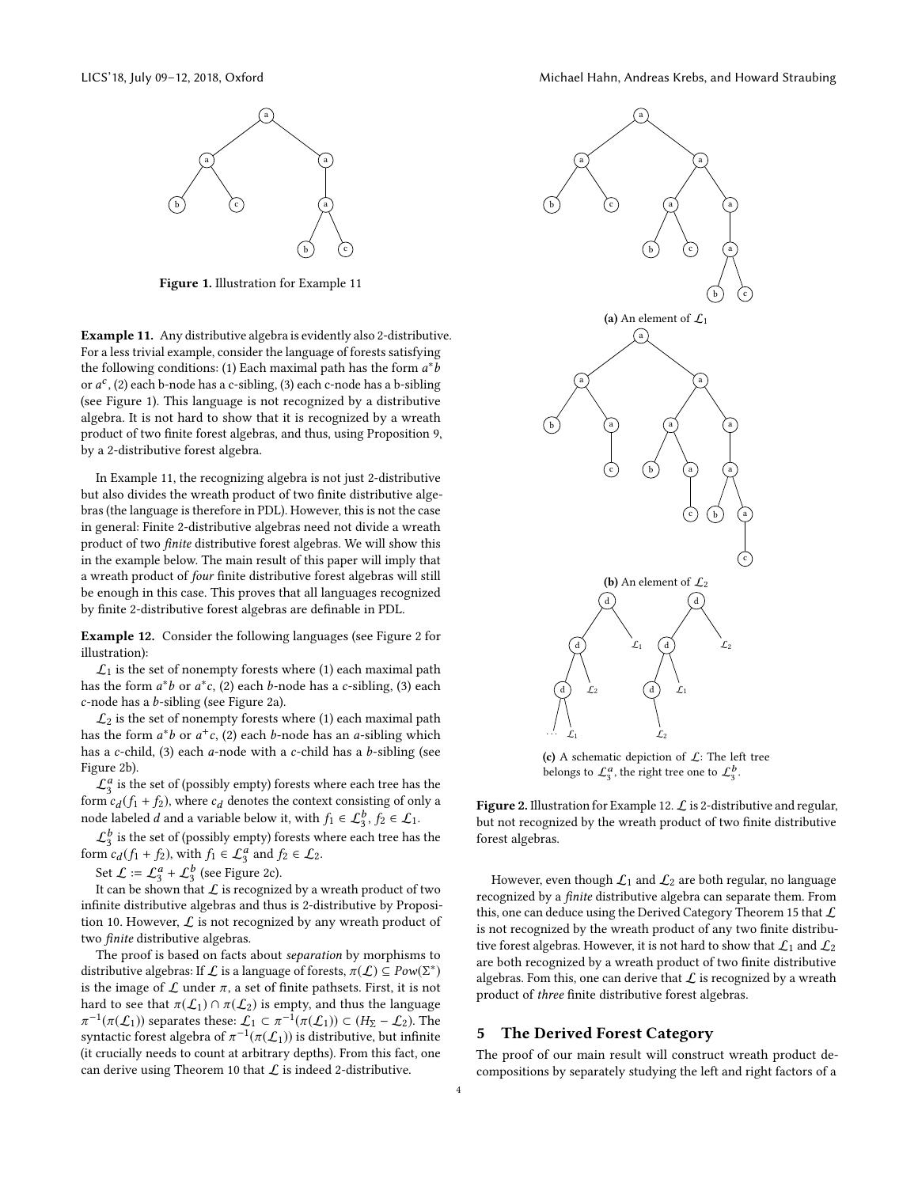**Figure 1.** Illustration for Example 11

**(a)** An element of $\mathcal{L}_1$

**(b)** An element of $\mathcal{L}_2$

**(c)** A schematic depiction of $\mathcal{L}$: The left tree belongs to $\mathcal{L}_3^a$, the right tree one to $\mathcal{L}_3^b$.

**Figure 2.** Illustration for Example 12. $\mathcal{L}$ is 2-distributive and regular, but not recognized by the wreath product of two finite distributive forest algebras.

**Example 11.** Any distributive algebra is evidently also 2-distributive. For a less trivial example, consider the language of forests satisfying the following conditions: (1) Each maximal path has the form $a^*b$ or $a^c$, (2) each b-node has a c-sibling, (3) each c-node has a b-sibling (see Figure 1). This language is not recognized by a distributive algebra. It is not hard to show that it is recognized by a wreath product of two finite forest algebras, and thus, using Proposition 9, by a 2-distributive forest algebra.

In Example 11, the recognizing algebra is not just 2-distributive but also divides the wreath product of two finite distributive algebras (the language is therefore in PDL). However, this is not the case in general: Finite 2-distributive algebras need not divide a wreath product of two *finite* distributive forest algebras. We will show this in the example below. The main result of this paper will imply that a wreath product of *four* finite distributive forest algebras will still be enough in this case. This proves that all languages recognized by finite 2-distributive forest algebras are definable in PDL.

**Example 12.** Consider the following languages (see Figure 2 for illustration):

$\mathcal{L}_1$ is the set of nonempty forests where (1) each maximal path has the form $a^*b$ or $a^*c$, (2) each $b$-node has a $c$-sibling, (3) each $c$-node has a $b$-sibling (see Figure 2a).

$\mathcal{L}_2$ is the set of nonempty forests where (1) each maximal path has the form $a^*b$ or $a^+c$, (2) each $b$-node has an $a$-sibling which has a $c$-child, (3) each $a$-node with a $c$-child has a $b$-sibling (see Figure 2b).

$\mathcal{L}_3^a$ is the set of (possibly empty) forests where each tree has the form $c_d(f_1 + f_2)$, where $c_d$ denotes the context consisting of only a node labeled $d$ and a variable below it, with $f_1 \in \mathcal{L}_3^b$, $f_2 \in \mathcal{L}_1$.

$\mathcal{L}_3^b$ is the set of (possibly empty) forests where each tree has the form $c_d(f_1 + f_2)$, with $f_1 \in \mathcal{L}_3^a$ and $f_2 \in \mathcal{L}_2$.

Set $\mathcal{L} := \mathcal{L}_3^a + \mathcal{L}_3^b$ (see Figure 2c).

It can be shown that $\mathcal{L}$ is recognized by a wreath product of two infinite distributive algebras and thus is 2-distributive by Proposition 10. However, $\mathcal{L}$ is not recognized by any wreath product of two *finite* distributive algebras.

The proof is based on facts about *separation* by morphisms to distributive algebras: If $\mathcal{L}$ is a language of forests, $\pi(\mathcal{L}) \subseteq Pow(\Sigma^*)$ is the image of $\mathcal{L}$ under $\pi$, a set of finite pathsets. First, it is not hard to see that $\pi(\mathcal{L}_1) \cap \pi(\mathcal{L}_2)$ is empty, and thus the language $\pi^{-1}(\pi(\mathcal{L}_1))$ separates these: $\mathcal{L}_1 \subset \pi^{-1}(\pi(\mathcal{L}_1)) \subset (H_\Sigma - \mathcal{L}_2)$. The syntactic forest algebra of $\pi^{-1}(\pi(\mathcal{L}_1))$ is distributive, but infinite (it crucially needs to count at arbitrary depths). From this fact, one can derive using Theorem 10 that $\mathcal{L}$ is indeed 2-distributive.

However, even though $\mathcal{L}_1$ and $\mathcal{L}_2$ are both regular, no language recognized by a *finite* distributive algebra can separate them. From this, one can deduce using the Derived Category Theorem 15 that $\mathcal{L}$ is not recognized by the wreath product of any two finite distributive forest algebras. However, it is not hard to show that $\mathcal{L}_1$ and $\mathcal{L}_2$ are both recognized by a wreath product of two finite distributive algebras. Fom this, one can derive that $\mathcal{L}$ is recognized by a wreath product of *three* finite distributive forest algebras.

## 5 The Derived Forest Category

The proof of our main result will construct wreath product decompositions by separately studying the left and right factors of a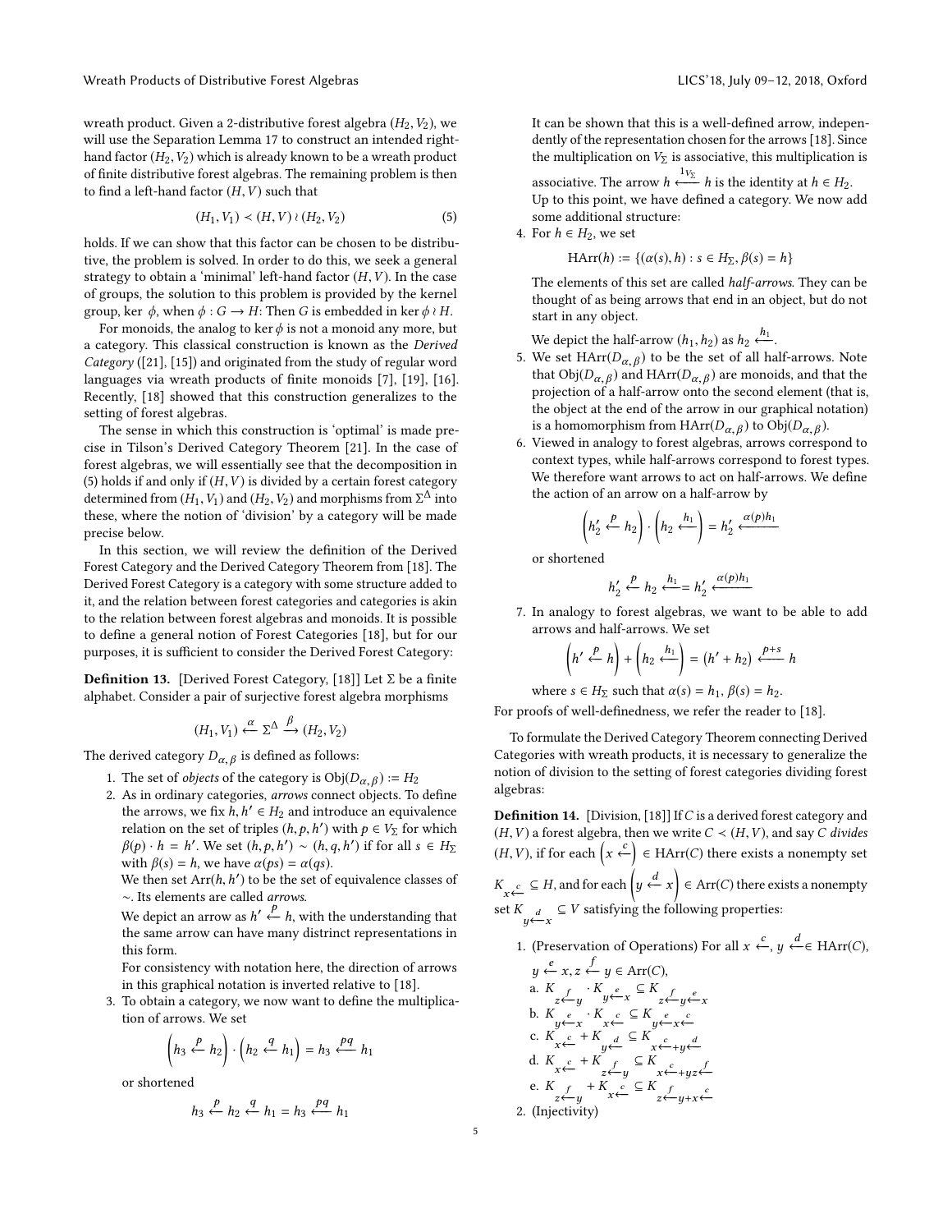wreath product. Given a 2-distributive forest algebra $(H_2, V_2)$, we will use the Separation Lemma 17 to construct an intended right-hand factor $(H_2, V_2)$ which is already known to be a wreath product of finite distributive forest algebras. The remaining problem is then to find a left-hand factor $(H, V)$ such that

$$(H_1, V_1) \prec (H, V) \wr (H_2, V_2) \tag{5}$$

holds. If we can show that this factor can be chosen to be distributive, the problem is solved. In order to do this, we seek a general strategy to obtain a 'minimal' left-hand factor $(H, V)$. In the case of groups, the solution to this problem is provided by the kernel group, ker $\phi$, when $\phi : G \to H$: Then $G$ is embedded in $\ker \phi \wr H$.

For monoids, the analog to $\ker \phi$ is not a monoid any more, but a category. This classical construction is known as the *Derived Category* ([21], [15]) and originated from the study of regular word languages via wreath products of finite monoids [7], [19], [16]. Recently, [18] showed that this construction generalizes to the setting of forest algebras.

The sense in which this construction is 'optimal' is made precise in Tilson's Derived Category Theorem [21]. In the case of forest algebras, we will essentially see that the decomposition in (5) holds if and only if $(H, V)$ is divided by a certain forest category determined from $(H_1, V_1)$ and $(H_2, V_2)$ and morphisms from $\Sigma^\Delta$ into these, where the notion of 'division' by a category will be made precise below.

In this section, we will review the definition of the Derived Forest Category and the Derived Category Theorem from [18]. The Derived Forest Category is a category with some structure added to it, and the relation between forest categories and categories is akin to the relation between forest algebras and monoids. It is possible to define a general notion of Forest Categories [18], but for our purposes, it is sufficient to consider the Derived Forest Category:

**Definition 13.** [Derived Forest Category, [18]] Let $\Sigma$ be a finite alphabet. Consider a pair of surjective forest algebra morphisms

$$(H_1, V_1) \xleftarrow{\alpha} \Sigma^\Delta \xrightarrow{\beta} (H_2, V_2)$$

The derived category $D_{\alpha,\beta}$ is defined as follows:

1. The set of *objects* of the category is $\mathrm{Obj}(D_{\alpha,\beta}) := H_2$
2. As in ordinary categories, *arrows* connect objects. To define the arrows, we fix $h, h' \in H_2$ and introduce an equivalence relation on the set of triples $(h, p, h')$ with $p \in V_\Sigma$ for which $\beta(p) \cdot h = h'$. We set $(h, p, h') \sim (h, q, h')$ if for all $s \in H_\Sigma$ with $\beta(s) = h$, we have $\alpha(ps) = \alpha(qs)$.
   We then set $\mathrm{Arr}(h, h')$ to be the set of equivalence classes of $\sim$. Its elements are called *arrows*.
   We depict an arrow as $h' \xleftarrow{p} h$, with the understanding that the same arrow can have many distrinct representations in this form.
   For consistency with notation here, the direction of arrows in this graphical notation is inverted relative to [18].
3. To obtain a category, we now want to define the multiplication of arrows. We set
   $$\left(h_3 \xleftarrow{p} h_2\right) \cdot \left(h_2 \xleftarrow{q} h_1\right) = h_3 \xleftarrow{pq} h_1$$
   or shortened
   $$h_3 \xleftarrow{p} h_2 \xleftarrow{q} h_1 = h_3 \xleftarrow{pq} h_1$$
   It can be shown that this is a well-defined arrow, independently of the representation chosen for the arrows [18]. Since the multiplication on $V_\Sigma$ is associative, this multiplication is associative. The arrow $h \xleftarrow{1_{V_\Sigma}} h$ is the identity at $h \in H_2$.
   Up to this point, we have defined a category. We now add some additional structure:
4. For $h \in H_2$, we set
   $$\mathrm{HArr}(h) := \{(\alpha(s), h) : s \in H_\Sigma, \beta(s) = h\}$$
   The elements of this set are called *half-arrows*. They can be thought of as being arrows that end in an object, but do not start in any object.
   We depict the half-arrow $(h_1, h_2)$ as $h_2 \xleftarrow{h_1}$.
5. We set $\mathrm{HArr}(D_{\alpha,\beta})$ to be the set of all half-arrows. Note that $\mathrm{Obj}(D_{\alpha,\beta})$ and $\mathrm{HArr}(D_{\alpha,\beta})$ are monoids, and that the projection of a half-arrow onto the second element (that is, the object at the end of the arrow in our graphical notation) is a homomorphism from $\mathrm{HArr}(D_{\alpha,\beta})$ to $\mathrm{Obj}(D_{\alpha,\beta})$.
6. Viewed in analogy to forest algebras, arrows correspond to context types, while half-arrows correspond to forest types. We therefore want arrows to act on half-arrows. We define the action of an arrow on a half-arrow by
   $$\left(h_2' \xleftarrow{p} h_2\right) \cdot \left(h_2 \xleftarrow{h_1}\right) = h_2' \xleftarrow{\alpha(p) h_1}$$
   or shortened
   $$h_2' \xleftarrow{p} h_2 \xleftarrow{h_1} = h_2' \xleftarrow{\alpha(p) h_1}$$
7. In analogy to forest algebras, we want to be able to add arrows and half-arrows. We set
   $$\left(h' \xleftarrow{p} h\right) + \left(h_2 \xleftarrow{h_1}\right) = (h' + h_2) \xleftarrow{p+s} h$$
   where $s \in H_\Sigma$ such that $\alpha(s) = h_1$, $\beta(s) = h_2$.

For proofs of well-definedness, we refer the reader to [18].

To formulate the Derived Category Theorem connecting Derived Categories with wreath products, it is necessary to generalize the notion of division to the setting of forest categories dividing forest algebras:

**Definition 14.** [Division, [18]] If $C$ is a derived forest category and $(H, V)$ a forest algebra, then we write $C \prec (H, V)$, and say $C$ *divides* $(H, V)$, if for each $\left(x \xleftarrow{c}\right) \in \mathrm{HArr}(C)$ there exists a nonempty set $K_{x \xleftarrow{c}} \subseteq H$, and for each $\left(y \xleftarrow{d} x\right) \in \mathrm{Arr}(C)$ there exists a nonempty set $K_{y \xleftarrow{d} x} \subseteq V$ satisfying the following properties:

1. (Preservation of Operations) For all $x \xleftarrow{c}$, $y \xleftarrow{d} \in \mathrm{HArr}(C)$, $y \xleftarrow{e} x, z \xleftarrow{f} y \in \mathrm{Arr}(C)$,
   a. $K_{z \xleftarrow{f} y} \cdot K_{y \xleftarrow{e} x} \subseteq K_{z \xleftarrow{f} y \xleftarrow{e} x}$
   b. $K_{y \xleftarrow{e} x} \cdot K_{x \xleftarrow{c}} \subseteq K_{y \xleftarrow{e} x \xleftarrow{c}}$
   c. $K_{x \xleftarrow{c}} + K_{y \xleftarrow{d}} \subseteq K_{x \xleftarrow{c} + y \xleftarrow{d}}$
   d. $K_{x \xleftarrow{c}} + K_{z \xleftarrow{f} y} \subseteq K_{x \xleftarrow{c} + y z \xleftarrow{f}}$
   e. $K_{z \xleftarrow{f} y} + K_{x \xleftarrow{c}} \subseteq K_{z \xleftarrow{f} y + x \xleftarrow{c}}$
2. (Injectivity)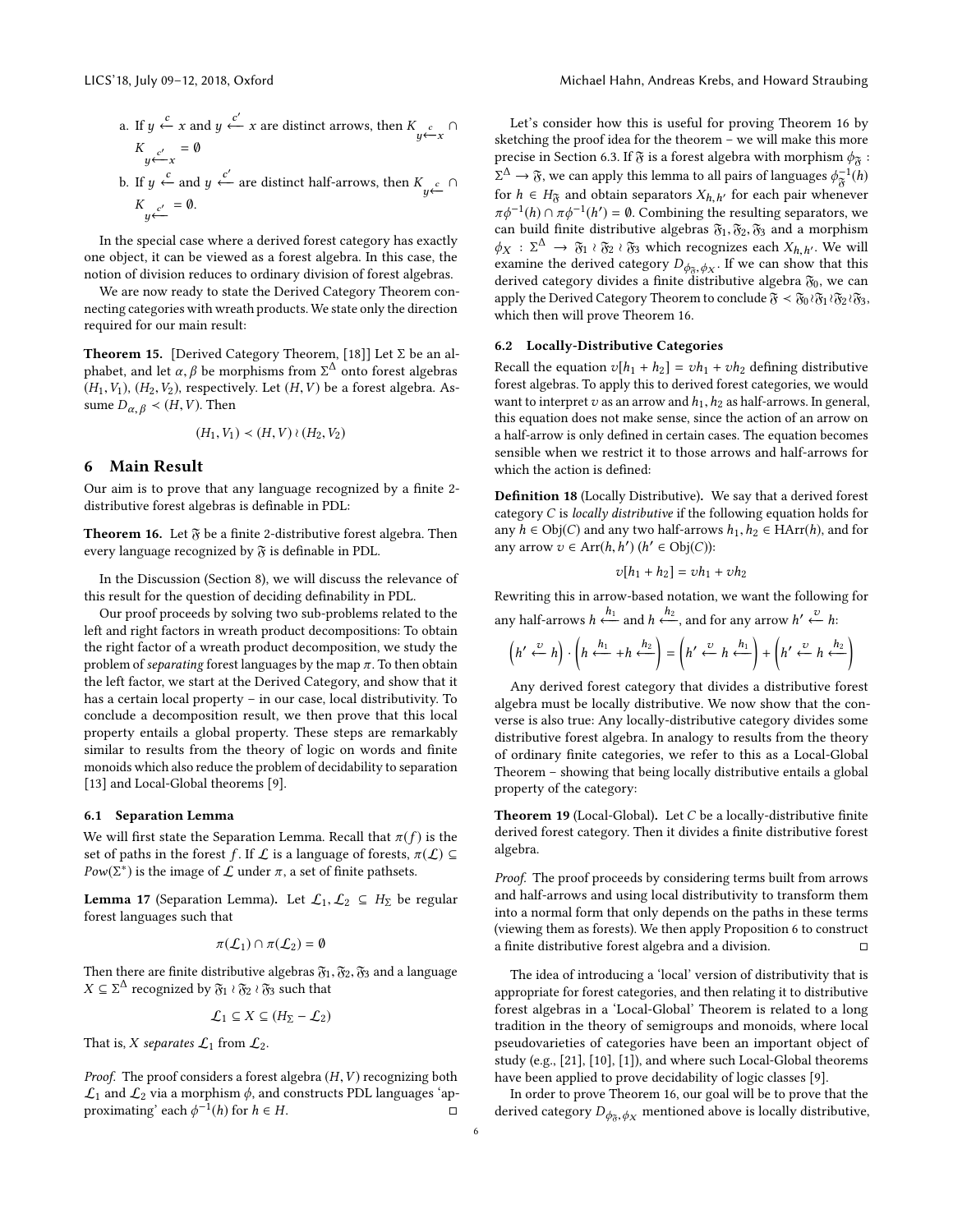a. If $y \xleftarrow{c} x$ and $y \xleftarrow{c'} x$ are distinct arrows, then $K_{y \xleftarrow{c} x} \cap K_{y \xleftarrow{c'} x} = \emptyset$

b. If $y \xleftarrow{c}$ and $y \xleftarrow{c'}$ are distinct half-arrows, then $K_{y \xleftarrow{c}} \cap K_{y \xleftarrow{c'}} = \emptyset$.

In the special case where a derived forest category has exactly one object, it can be viewed as a forest algebra. In this case, the notion of division reduces to ordinary division of forest algebras.

We are now ready to state the Derived Category Theorem connecting categories with wreath products. We state only the direction required for our main result:

**Theorem 15.** [Derived Category Theorem, [18]] Let $\Sigma$ be an alphabet, and let $\alpha, \beta$ be morphisms from $\Sigma^\Delta$ onto forest algebras $(H_1, V_1)$, $(H_2, V_2)$, respectively. Let $(H, V)$ be a forest algebra. Assume $D_{\alpha,\beta} \prec (H, V)$. Then

$$(H_1, V_1) \prec (H, V) \wr (H_2, V_2)$$

# 6 Main Result

Our aim is to prove that any language recognized by a finite 2-distributive forest algebras is definable in PDL:

**Theorem 16.** Let $\mathfrak{F}$ be a finite 2-distributive forest algebra. Then every language recognized by $\mathfrak{F}$ is definable in PDL.

In the Discussion (Section 8), we will discuss the relevance of this result for the question of deciding definability in PDL.

Our proof proceeds by solving two sub-problems related to the left and right factors in wreath product decompositions: To obtain the right factor of a wreath product decomposition, we study the problem of *separating* forest languages by the map $\pi$. To then obtain the left factor, we start at the Derived Category, and show that it has a certain local property – in our case, local distributivity. To conclude a decomposition result, we then prove that this local property entails a global property. These steps are remarkably similar to results from the theory of logic on words and finite monoids which also reduce the problem of decidability to separation [13] and Local-Global theorems [9].

## 6.1 Separation Lemma

We will first state the Separation Lemma. Recall that $\pi(f)$ is the set of paths in the forest $f$. If $\mathcal{L}$ is a language of forests, $\pi(\mathcal{L}) \subseteq Pow(\Sigma^*)$ is the image of $\mathcal{L}$ under $\pi$, a set of finite pathsets.

**Lemma 17** (Separation Lemma). Let $\mathcal{L}_1, \mathcal{L}_2 \subseteq H_\Sigma$ be regular forest languages such that

$$\pi(\mathcal{L}_1) \cap \pi(\mathcal{L}_2) = \emptyset$$

Then there are finite distributive algebras $\mathfrak{F}_1, \mathfrak{F}_2, \mathfrak{F}_3$ and a language $X \subseteq \Sigma^\Delta$ recognized by $\mathfrak{F}_1 \wr \mathfrak{F}_2 \wr \mathfrak{F}_3$ such that

$$\mathcal{L}_1 \subseteq X \subseteq (H_\Sigma - \mathcal{L}_2)$$

That is, $X$ *separates* $\mathcal{L}_1$ from $\mathcal{L}_2$.

*Proof.* The proof considers a forest algebra $(H, V)$ recognizing both $\mathcal{L}_1$ and $\mathcal{L}_2$ via a morphism $\phi$, and constructs PDL languages 'approximating' each $\phi^{-1}(h)$ for $h \in H$. ◻

Let's consider how this is useful for proving Theorem 16 by sketching the proof idea for the theorem – we will make this more precise in Section 6.3. If $\mathfrak{F}$ is a forest algebra with morphism $\phi_\mathfrak{F} : \Sigma^\Delta \to \mathfrak{F}$, we can apply this lemma to all pairs of languages $\phi_\mathfrak{F}^{-1}(h)$ for $h \in H_\mathfrak{F}$ and obtain separators $X_{h,h'}$ for each pair whenever $\pi\phi^{-1}(h) \cap \pi\phi^{-1}(h') = \emptyset$. Combining the resulting separators, we can build finite distributive algebras $\mathfrak{F}_1, \mathfrak{F}_2, \mathfrak{F}_3$ and a morphism $\phi_X : \Sigma^\Delta \to \mathfrak{F}_1 \wr \mathfrak{F}_2 \wr \mathfrak{F}_3$ which recognizes each $X_{h,h'}$. We will examine the derived category $D_{\phi_\mathfrak{F}, \phi_X}$. If we can show that this derived category divides a finite distributive algebra $\mathfrak{F}_0$, we can apply the Derived Category Theorem to conclude $\mathfrak{F} \prec \mathfrak{F}_0 \wr \mathfrak{F}_1 \wr \mathfrak{F}_2 \wr \mathfrak{F}_3$, which then will prove Theorem 16.

## 6.2 Locally-Distributive Categories

Recall the equation $v[h_1 + h_2] = vh_1 + vh_2$ defining distributive forest algebras. To apply this to derived forest categories, we would want to interpret $v$ as an arrow and $h_1, h_2$ as half-arrows. In general, this equation does not make sense, since the action of an arrow on a half-arrow is only defined in certain cases. The equation becomes sensible when we restrict it to those arrows and half-arrows for which the action is defined:

**Definition 18** (Locally Distributive). We say that a derived forest category $C$ is *locally distributive* if the following equation holds for any $h \in \mathrm{Obj}(C)$ and any two half-arrows $h_1, h_2 \in \mathrm{HArr}(h)$, and for any arrow $v \in \mathrm{Arr}(h, h')$ ($h' \in \mathrm{Obj}(C)$):

$$v[h_1 + h_2] = vh_1 + vh_2$$

Rewriting this in arrow-based notation, we want the following for any half-arrows $h \xleftarrow{h_1}$ and $h \xleftarrow{h_2}$, and for any arrow $h' \xleftarrow{v} h$:

$$\left(h' \xleftarrow{v} h\right) \cdot \left(h \xleftarrow{h_1} + h \xleftarrow{h_2}\right) = \left(h' \xleftarrow{v} h \xleftarrow{h_1}\right) + \left(h' \xleftarrow{v} h \xleftarrow{h_2}\right)$$

Any derived forest category that divides a distributive forest algebra must be locally distributive. We now show that the converse is also true: Any locally-distributive category divides some distributive forest algebra. In analogy to results from the theory of ordinary finite categories, we refer to this as a Local-Global Theorem – showing that being locally distributive entails a global property of the category:

**Theorem 19** (Local-Global). Let $C$ be a locally-distributive finite derived forest category. Then it divides a finite distributive forest algebra.

*Proof.* The proof proceeds by considering terms built from arrows and half-arrows and using local distributivity to transform them into a normal form that only depends on the paths in these terms (viewing them as forests). We then apply Proposition 6 to construct a finite distributive forest algebra and a division. ◻

The idea of introducing a 'local' version of distributivity that is appropriate for forest categories, and then relating it to distributive forest algebras in a 'Local-Global' Theorem is related to a long tradition in the theory of semigroups and monoids, where local pseudovarieties of categories have been an important object of study (e.g., [21], [10], [1]), and where such Local-Global theorems have been applied to prove decidability of logic classes [9].

In order to prove Theorem 16, our goal will be to prove that the derived category $D_{\phi_\mathfrak{F}, \phi_X}$ mentioned above is locally distributive,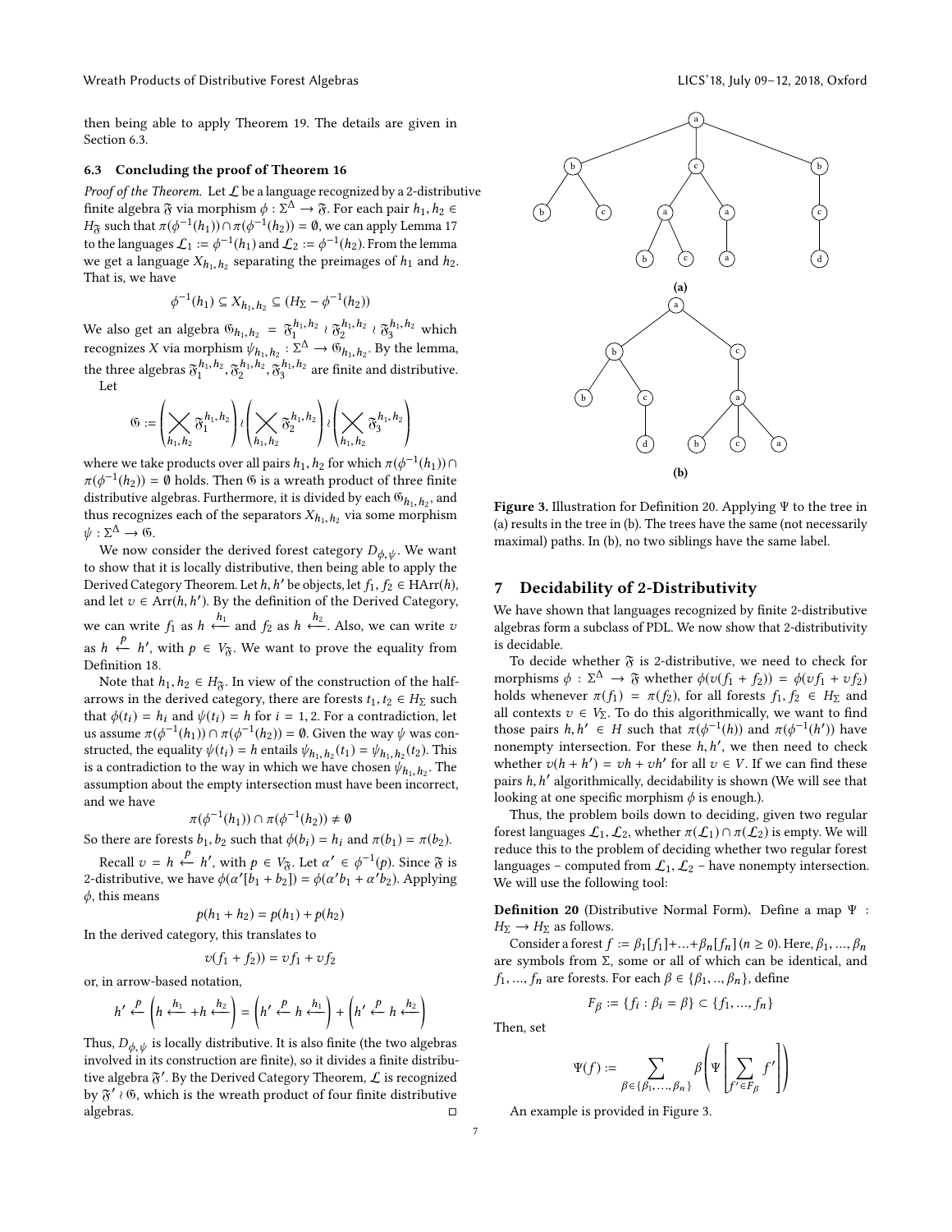then being able to apply Theorem 19. The details are given in Section 6.3.

### 6.3 Concluding the proof of Theorem 16

*Proof of the Theorem.* Let $\mathcal{L}$ be a language recognized by a 2-distributive finite algebra $\mathfrak{F}$ via morphism $\phi : \Sigma^\Delta \to \mathfrak{F}$. For each pair $h_1, h_2 \in H_\mathfrak{F}$ such that $\pi(\phi^{-1}(h_1)) \cap \pi(\phi^{-1}(h_2)) = \emptyset$, we can apply Lemma 17 to the languages $\mathcal{L}_1 := \phi^{-1}(h_1)$ and $\mathcal{L}_2 := \phi^{-1}(h_2)$. From the lemma we get a language $X_{h_1,h_2}$ separating the preimages of $h_1$ and $h_2$. That is, we have

$$\phi^{-1}(h_1) \subseteq X_{h_1,h_2} \subseteq (H_\Sigma - \phi^{-1}(h_2))$$

We also get an algebra $\mathfrak{G}_{h_1,h_2} = \mathfrak{F}_1^{h_1,h_2} \wr \mathfrak{F}_2^{h_1,h_2} \wr \mathfrak{F}_3^{h_1,h_2}$ which recognizes $X$ via morphism $\psi_{h_1,h_2} : \Sigma^\Delta \to \mathfrak{G}_{h_1,h_2}$. By the lemma, the three algebras $\mathfrak{F}_1^{h_1,h_2}, \mathfrak{F}_2^{h_1,h_2}, \mathfrak{F}_3^{h_1,h_2}$ are finite and distributive.

Let

$$\mathfrak{G} := \left( \bigtimes_{h_1,h_2} \mathfrak{F}_1^{h_1,h_2} \right) \wr \left( \bigtimes_{h_1,h_2} \mathfrak{F}_2^{h_1,h_2} \right) \wr \left( \bigtimes_{h_1,h_2} \mathfrak{F}_3^{h_1,h_2} \right)$$

where we take products over all pairs $h_1, h_2$ for which $\pi(\phi^{-1}(h_1)) \cap \pi(\phi^{-1}(h_2)) = \emptyset$ holds. Then $\mathfrak{G}$ is a wreath product of three finite distributive algebras. Furthermore, it is divided by each $\mathfrak{G}_{h_1,h_2}$, and thus recognizes each of the separators $X_{h_1,h_2}$ via some morphism $\psi : \Sigma^\Delta \to \mathfrak{G}$.

We now consider the derived forest category $D_{\phi,\psi}$. We want to show that it is locally distributive, then being able to apply the Derived Category Theorem. Let $h, h'$ be objects, let $f_1, f_2 \in \text{HArr}(h)$, and let $v \in \text{Arr}(h, h')$. By the definition of the Derived Category, we can write $f_1$ as $h \overset{h_1}{\longleftarrow}$ and $f_2$ as $h \overset{h_2}{\longleftarrow}$. Also, we can write $v$ as $h \overset{p}{\longleftarrow} h'$, with $p \in V_\mathfrak{F}$. We want to prove the equality from Definition 18.

Note that $h_1, h_2 \in H_\mathfrak{F}$. In view of the construction of the half-arrows in the derived category, there are forests $t_1, t_2 \in H_\Sigma$ such that $\phi(t_i) = h_i$ and $\psi(t_i) = h$ for $i = 1, 2$. For a contradiction, let us assume $\pi(\phi^{-1}(h_1)) \cap \pi(\phi^{-1}(h_2)) = \emptyset$. Given the way $\psi$ was constructed, the equality $\psi(t_i) = h$ entails $\psi_{h_1,h_2}(t_1) = \psi_{h_1,h_2}(t_2)$. This is a contradiction to the way in which we have chosen $\psi_{h_1,h_2}$. The assumption about the empty intersection must have been incorrect, and we have

$$\pi(\phi^{-1}(h_1)) \cap \pi(\phi^{-1}(h_2)) \neq \emptyset$$

So there are forests $b_1, b_2$ such that $\phi(b_i) = h_i$ and $\pi(b_1) = \pi(b_2)$.

Recall $v = h \overset{p}{\longleftarrow} h'$, with $p \in V_\mathfrak{F}$. Let $\alpha' \in \phi^{-1}(p)$. Since $\mathfrak{F}$ is 2-distributive, we have $\phi(\alpha'[b_1 + b_2]) = \phi(\alpha' b_1 + \alpha' b_2)$. Applying $\phi$, this means

$$p(h_1 + h_2) = p(h_1) + p(h_2)$$

In the derived category, this translates to

$$v(f_1 + f_2)) = vf_1 + vf_2$$

or, in arrow-based notation,

$$h' \overset{p}{\longleftarrow} \left( h \overset{h_1}{\longleftarrow} + h \overset{h_2}{\longleftarrow} \right) = \left( h' \overset{p}{\longleftarrow} h \overset{h_1}{\longleftarrow} \right) + \left( h' \overset{p}{\longleftarrow} h \overset{h_2}{\longleftarrow} \right)$$

Thus, $D_{\phi,\psi}$ is locally distributive. It is also finite (the two algebras involved in its construction are finite), so it divides a finite distributive algebra $\mathfrak{F}'$. By the Derived Category Theorem, $\mathcal{L}$ is recognized by $\mathfrak{F}' \wr \mathfrak{G}$, which is the wreath product of four finite distributive algebras. ◻

Figure 3. Illustration for Definition 20. Applying $\Psi$ to the tree in (a) results in the tree in (b). The trees have the same (not necessarily maximal) paths. In (b), no two siblings have the same label.

## 7 Decidability of 2-Distributivity

We have shown that languages recognized by finite 2-distributive algebras form a subclass of PDL. We now show that 2-distributivity is decidable.

To decide whether $\mathfrak{F}$ is 2-distributive, we need to check for morphisms $\phi : \Sigma^\Delta \to \mathfrak{F}$ whether $\phi(v(f_1 + f_2)) = \phi(vf_1 + vf_2)$ holds whenever $\pi(f_1) = \pi(f_2)$, for all forests $f_1, f_2 \in H_\Sigma$ and all contexts $v \in V_\Sigma$. To do this algorithmically, we want to find those pairs $h, h' \in H$ such that $\pi(\phi^{-1}(h))$ and $\pi(\phi^{-1}(h'))$ have nonempty intersection. For these $h, h'$, we then need to check whether $v(h + h') = vh + vh'$ for all $v \in V$. If we can find these pairs $h, h'$ algorithmically, decidability is shown (We will see that looking at one specific morphism $\phi$ is enough.).

Thus, the problem boils down to deciding, given two regular forest languages $\mathcal{L}_1, \mathcal{L}_2$, whether $\pi(\mathcal{L}_1) \cap \pi(\mathcal{L}_2)$ is empty. We will reduce this to the problem of deciding whether two regular forest languages – computed from $\mathcal{L}_1, \mathcal{L}_2$ – have nonempty intersection. We will use the following tool:

**Definition 20** (Distributive Normal Form)**.** Define a map $\Psi : H_\Sigma \to H_\Sigma$ as follows.

Consider a forest $f := \beta_1[f_1] + ... + \beta_n[f_n]$ $(n \geq 0)$. Here, $\beta_1, ..., \beta_n$ are symbols from $\Sigma$, some or all of which can be identical, and $f_1, ..., f_n$ are forests. For each $\beta \in \{\beta_1, .., \beta_n\}$, define

$$F_\beta := \{f_i : \beta_i = \beta\} \subset \{f_1, ..., f_n\}$$

Then, set

$$\Psi(f) := \sum_{\beta \in \{\beta_1, ..., \beta_n\}} \beta \left( \Psi \left[ \sum_{f' \in F_\beta} f' \right] \right)$$

An example is provided in Figure 3.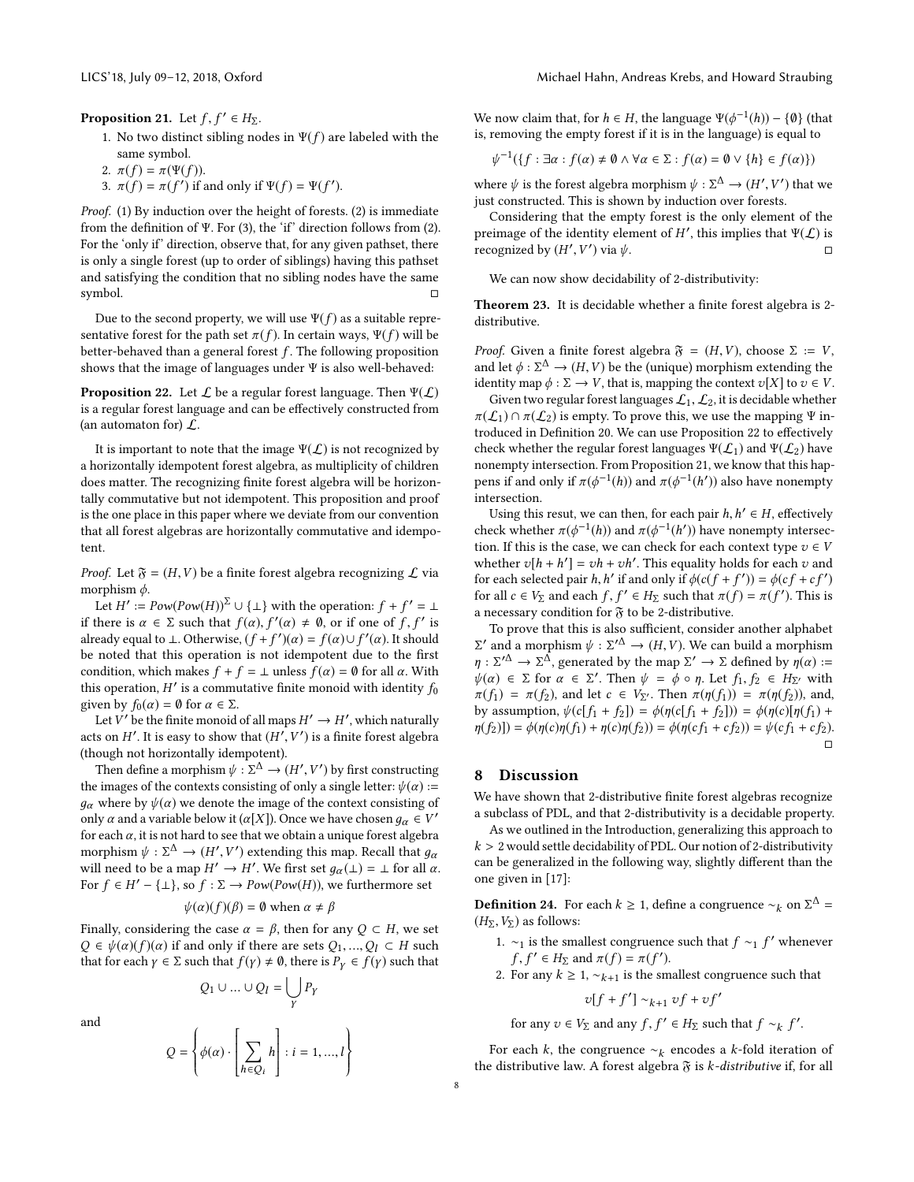**Proposition 21.** Let $f, f' \in H_\Sigma$.

1. No two distinct sibling nodes in $\Psi(f)$ are labeled with the same symbol.
2. $\pi(f) = \pi(\Psi(f))$.
3. $\pi(f) = \pi(f')$ if and only if $\Psi(f) = \Psi(f')$.

*Proof.* (1) By induction over the height of forests. (2) is immediate from the definition of $\Psi$. For (3), the 'if' direction follows from (2). For the 'only if' direction, observe that, for any given pathset, there is only a single forest (up to order of siblings) having this pathset and satisfying the condition that no sibling nodes have the same symbol. □

Due to the second property, we will use $\Psi(f)$ as a suitable representative forest for the path set $\pi(f)$. In certain ways, $\Psi(f)$ will be better-behaved than a general forest $f$. The following proposition shows that the image of languages under $\Psi$ is also well-behaved:

**Proposition 22.** Let $\mathcal{L}$ be a regular forest language. Then $\Psi(\mathcal{L})$ is a regular forest language and can be effectively constructed from (an automaton for) $\mathcal{L}$.

It is important to note that the image $\Psi(\mathcal{L})$ is not recognized by a horizontally idempotent forest algebra, as multiplicity of children does matter. The recognizing finite forest algebra will be horizontally commutative but not idempotent. This proposition and proof is the one place in this paper where we deviate from our convention that all forest algebras are horizontally commutative and idempotent.

*Proof.* Let $\mathfrak{F} = (H, V)$ be a finite forest algebra recognizing $\mathcal{L}$ via morphism $\phi$.

Let $H' := Pow(Pow(H))^\Sigma \cup \{\perp\}$ with the operation: $f + f' = \perp$ if there is $\alpha \in \Sigma$ such that $f(\alpha), f'(\alpha) \neq \emptyset$, or if one of $f, f'$ is already equal to $\perp$. Otherwise, $(f + f')(\alpha) = f(\alpha) \cup f'(\alpha)$. It should be noted that this operation is not idempotent due to the first condition, which makes $f + f = \perp$ unless $f(\alpha) = \emptyset$ for all $\alpha$. With this operation, $H'$ is a commutative finite monoid with identity $f_0$ given by $f_0(\alpha) = \emptyset$ for $\alpha \in \Sigma$.

Let $V'$ be the finite monoid of all maps $H' \to H'$, which naturally acts on $H'$. It is easy to show that $(H', V')$ is a finite forest algebra (though not horizontally idempotent).

Then define a morphism $\psi : \Sigma^\Delta \to (H', V')$ by first constructing the images of the contexts consisting of only a single letter: $\psi(\alpha) := g_\alpha$ where by $\psi(\alpha)$ we denote the image of the context consisting of only $\alpha$ and a variable below it ($\alpha[X]$). Once we have chosen $g_\alpha \in V'$ for each $\alpha$, it is not hard to see that we obtain a unique forest algebra morphism $\psi : \Sigma^\Delta \to (H', V')$ extending this map. Recall that $g_\alpha$ will need to be a map $H' \to H'$. We first set $g_\alpha(\perp) = \perp$ for all $\alpha$. For $f \in H' - \{\perp\}$, so $f : \Sigma \to Pow(Pow(H))$, we furthermore set

$$\psi(\alpha)(f)(\beta) = \emptyset \text{ when } \alpha \neq \beta$$

Finally, considering the case $\alpha = \beta$, then for any $Q \subset H$, we set $Q \in \psi(\alpha)(f)(\alpha)$ if and only if there are sets $Q_1, ..., Q_l \subset H$ such that for each $\gamma \in \Sigma$ such that $f(\gamma) \neq \emptyset$, there is $P_\gamma \in f(\gamma)$ such that

$$Q_1 \cup ... \cup Q_l = \bigcup_\gamma P_\gamma$$

and

$$Q = \left\{ \phi(\alpha) \cdot \left[ \sum_{h \in Q_i} h \right] : i = 1, ..., l \right\}$$

We now claim that, for $h \in H$, the language $\Psi(\phi^{-1}(h)) - \{\emptyset\}$ (that is, removing the empty forest if it is in the language) is equal to

$$\psi^{-1}(\{f : \exists \alpha : f(\alpha) \neq \emptyset \wedge \forall \alpha \in \Sigma : f(\alpha) = \emptyset \vee \{h\} \in f(\alpha)\})$$

where $\psi$ is the forest algebra morphism $\psi : \Sigma^\Delta \to (H', V')$ that we just constructed. This is shown by induction over forests.

Considering that the empty forest is the only element of the preimage of the identity element of $H'$, this implies that $\Psi(\mathcal{L})$ is recognized by $(H', V')$ via $\psi$. □

We can now show decidability of 2-distributivity:

**Theorem 23.** It is decidable whether a finite forest algebra is 2-distributive.

*Proof.* Given a finite forest algebra $\mathfrak{F} = (H, V)$, choose $\Sigma := V$, and let $\phi : \Sigma^\Delta \to (H, V)$ be the (unique) morphism extending the identity map $\phi : \Sigma \to V$, that is, mapping the context $v[X]$ to $v \in V$.

Given two regular forest languages $\mathcal{L}_1, \mathcal{L}_2$, it is decidable whether $\pi(\mathcal{L}_1) \cap \pi(\mathcal{L}_2)$ is empty. To prove this, we use the mapping $\Psi$ introduced in Definition 20. We can use Proposition 22 to effectively check whether the regular forest languages $\Psi(\mathcal{L}_1)$ and $\Psi(\mathcal{L}_2)$ have nonempty intersection. From Proposition 21, we know that this happens if and only if $\pi(\phi^{-1}(h))$ and $\pi(\phi^{-1}(h'))$ also have nonempty intersection.

Using this resut, we can then, for each pair $h, h' \in H$, effectively check whether $\pi(\phi^{-1}(h))$ and $\pi(\phi^{-1}(h'))$ have nonempty intersection. If this is the case, we can check for each context type $v \in V$ whether $v[h + h'] = vh + vh'$. This equality holds for each $v$ and for each selected pair $h, h'$ if and only if $\phi(c(f + f')) = \phi(cf + cf')$ for all $c \in V_\Sigma$ and each $f, f' \in H_\Sigma$ such that $\pi(f) = \pi(f')$. This is a necessary condition for $\mathfrak{F}$ to be 2-distributive.

To prove that this is also sufficient, consider another alphabet $\Sigma'$ and a morphism $\psi : \Sigma'^\Delta \to (H, V)$. We can build a morphism $\eta : \Sigma'^\Delta \to \Sigma^\Delta$, generated by the map $\Sigma' \to \Sigma$ defined by $\eta(\alpha) := \psi(\alpha) \in \Sigma$ for $\alpha \in \Sigma'$. Then $\psi = \phi \circ \eta$. Let $f_1, f_2 \in H_{\Sigma'}$ with $\pi(f_1) = \pi(f_2)$, and let $c \in V_{\Sigma'}$. Then $\pi(\eta(f_1)) = \pi(\eta(f_2))$, and, by assumption, $\psi(c[f_1 + f_2]) = \phi(\eta(c[f_1 + f_2])) = \phi(\eta(c)[\eta(f_1) + \eta(f_2)]) = \phi(\eta(c)\eta(f_1) + \eta(c)\eta(f_2)) = \phi(\eta(cf_1 + cf_2)) = \psi(cf_1 + cf_2)$. □

## 8 Discussion

We have shown that 2-distributive finite forest algebras recognize a subclass of PDL, and that 2-distributivity is a decidable property.

As we outlined in the Introduction, generalizing this approach to $k > 2$ would settle decidability of PDL. Our notion of 2-distributivity can be generalized in the following way, slightly different than the one given in [17]:

**Definition 24.** For each $k \geq 1$, define a congruence $\sim_k$ on $\Sigma^\Delta = (H_\Sigma, V_\Sigma)$ as follows:

1. $\sim_1$ is the smallest congruence such that $f \sim_1 f'$ whenever $f, f' \in H_\Sigma$ and $\pi(f) = \pi(f')$.
2. For any $k \geq 1$, $\sim_{k+1}$ is the smallest congruence such that
$$v[f + f'] \sim_{k+1} vf + vf'$$
for any $v \in V_\Sigma$ and any $f, f' \in H_\Sigma$ such that $f \sim_k f'$.

For each $k$, the congruence $\sim_k$ encodes a $k$-fold iteration of the distributive law. A forest algebra $\mathfrak{F}$ is *$k$-distributive* if, for all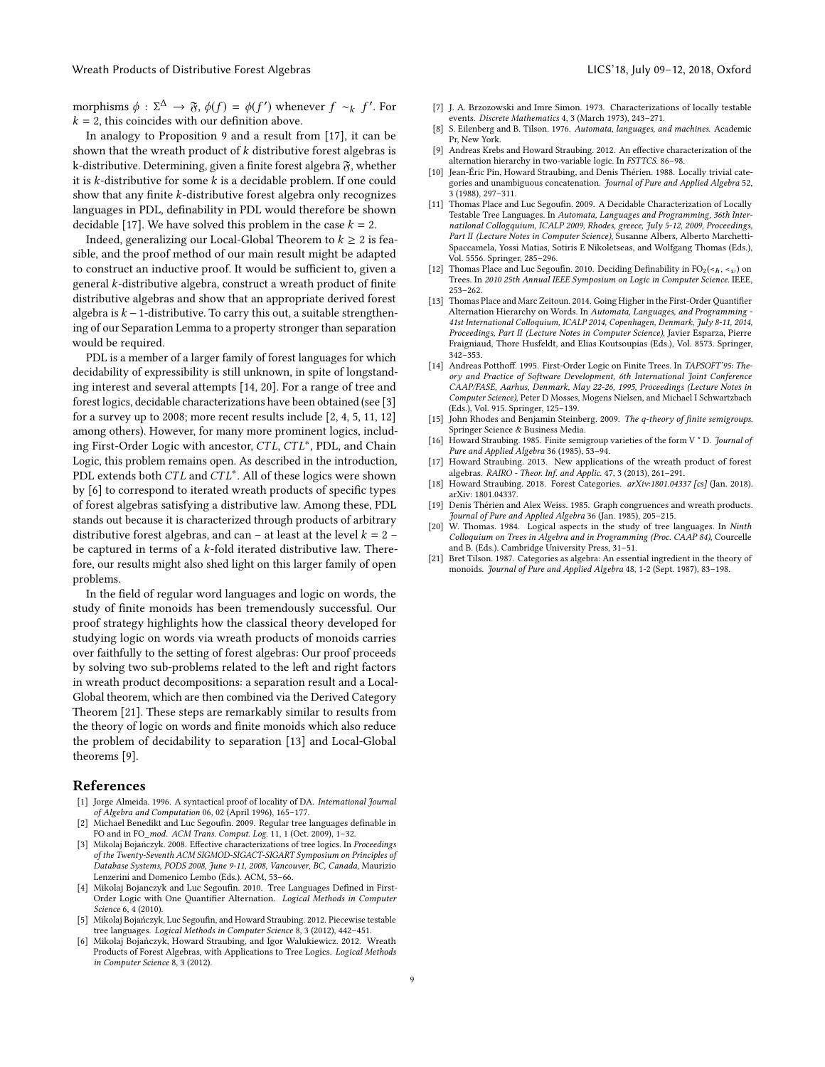morphisms $\phi : \Sigma^\Delta \to \mathfrak{F}$, $\phi(f) = \phi(f')$ whenever $f \sim_k f'$. For $k = 2$, this coincides with our definition above.

In analogy to Proposition 9 and a result from [17], it can be shown that the wreath product of $k$ distributive forest algebras is k-distributive. Determining, given a finite forest algebra $\mathfrak{F}$, whether it is $k$-distributive for some $k$ is a decidable problem. If one could show that any finite $k$-distributive forest algebra only recognizes languages in PDL, definability in PDL would therefore be shown decidable [17]. We have solved this problem in the case $k = 2$.

Indeed, generalizing our Local-Global Theorem to $k \geq 2$ is feasible, and the proof method of our main result might be adapted to construct an inductive proof. It would be sufficient to, given a general $k$-distributive algebra, construct a wreath product of finite distributive algebras and show that an appropriate derived forest algebra is $k-1$-distributive. To carry this out, a suitable strengthening of our Separation Lemma to a property stronger than separation would be required.

PDL is a member of a larger family of forest languages for which decidability of expressibility is still unknown, in spite of longstanding interest and several attempts [14, 20]. For a range of tree and forest logics, decidable characterizations have been obtained (see [3] for a survey up to 2008; more recent results include [2, 4, 5, 11, 12] among others). However, for many more prominent logics, including First-Order Logic with ancestor, $CTL$, $CTL^*$, PDL, and Chain Logic, this problem remains open. As described in the introduction, PDL extends both $CTL$ and $CTL^*$. All of these logics were shown by [6] to correspond to iterated wreath products of specific types of forest algebras satisfying a distributive law. Among these, PDL stands out because it is characterized through products of arbitrary distributive forest algebras, and can – at least at the level $k = 2$ – be captured in terms of a $k$-fold iterated distributive law. Therefore, our results might also shed light on this larger family of open problems.

In the field of regular word languages and logic on words, the study of finite monoids has been tremendously successful. Our proof strategy highlights how the classical theory developed for studying logic on words via wreath products of monoids carries over faithfully to the setting of forest algebras: Our proof proceeds by solving two sub-problems related to the left and right factors in wreath product decompositions: a separation result and a Local-Global theorem, which are then combined via the Derived Category Theorem [21]. These steps are remarkably similar to results from the theory of logic on words and finite monoids which also reduce the problem of decidability to separation [13] and Local-Global theorems [9].

## References

[1] Jorge Almeida. 1996. A syntactical proof of locality of DA. *International Journal of Algebra and Computation* 06, 02 (April 1996), 165–177.

[2] Michael Benedikt and Luc Segoufin. 2009. Regular tree languages definable in FO and in FO_*mod*. *ACM Trans. Comput. Log.* 11, 1 (Oct. 2009), 1–32.

[3] Mikolaj Bojańczyk. 2008. Effective characterizations of tree logics. In *Proceedings of the Twenty-Seventh ACM SIGMOD-SIGACT-SIGART Symposium on Principles of Database Systems, PODS 2008, June 9-11, 2008, Vancouver, BC, Canada*, Maurizio Lenzerini and Domenico Lembo (Eds.). ACM, 53–66.

[4] Mikolaj Bojanczyk and Luc Segoufin. 2010. Tree Languages Defined in First-Order Logic with One Quantifier Alternation. *Logical Methods in Computer Science* 6, 4 (2010).

[5] Mikolaj Bojańczyk, Luc Segoufin, and Howard Straubing. 2012. Piecewise testable tree languages. *Logical Methods in Computer Science* 8, 3 (2012), 442–451.

[6] Mikolaj Bojańczyk, Howard Straubing, and Igor Walukiewicz. 2012. Wreath Products of Forest Algebras, with Applications to Tree Logics. *Logical Methods in Computer Science* 8, 3 (2012).

[7] J. A. Brzozowski and Imre Simon. 1973. Characterizations of locally testable events. *Discrete Mathematics* 4, 3 (March 1973), 243–271.

[8] S. Eilenberg and B. Tilson. 1976. *Automata, languages, and machines.* Academic Pr, New York.

[9] Andreas Krebs and Howard Straubing. 2012. An effective characterization of the alternation hierarchy in two-variable logic. In *FSTTCS*. 86–98.

[10] Jean-Éric Pin, Howard Straubing, and Denis Thérien. 1988. Locally trivial categories and unambiguous concatenation. *Journal of Pure and Applied Algebra* 52, 3 (1988), 297–311.

[11] Thomas Place and Luc Segoufin. 2009. A Decidable Characterization of Locally Testable Tree Languages. In *Automata, Languages and Programming, 36th Internatilonal Collogquium, ICALP 2009, Rhodes, greece, July 5-12, 2009, Proceedings, Part II (Lecture Notes in Computer Science)*, Susanne Albers, Alberto Marchetti-Spaccamela, Yossi Matias, Sotiris E Nikoletseas, and Wolfgang Thomas (Eds.), Vol. 5556. Springer, 285–296.

[12] Thomas Place and Luc Segoufin. 2010. Deciding Definability in $\mathrm{FO}_2(<_h, <_v)$ on Trees. In *2010 25th Annual IEEE Symposium on Logic in Computer Science*. IEEE, 253–262.

[13] Thomas Place and Marc Zeitoun. 2014. Going Higher in the First-Order Quantifier Alternation Hierarchy on Words. In *Automata, Languages, and Programming - 41st International Colloquium, ICALP 2014, Copenhagen, Denmark, July 8-11, 2014, Proceedings, Part II (Lecture Notes in Computer Science)*, Javier Esparza, Pierre Fraigniaud, Thore Husfeldt, and Elias Koutsoupias (Eds.), Vol. 8573. Springer, 342–353.

[14] Andreas Potthoff. 1995. First-Order Logic on Finite Trees. In *TAPSOFT'95: Theory and Practice of Software Development, 6th International Joint Conference CAAP/FASE, Aarhus, Denmark, May 22-26, 1995, Proceedings (Lecture Notes in Computer Science)*, Peter D Mosses, Mogens Nielsen, and Michael I Schwartzbach (Eds.), Vol. 915. Springer, 125–139.

[15] John Rhodes and Benjamin Steinberg. 2009. *The q-theory of finite semigroups.* Springer Science & Business Media.

[16] Howard Straubing. 1985. Finite semigroup varieties of the form V * D. *Journal of Pure and Applied Algebra* 36 (1985), 53–94.

[17] Howard Straubing. 2013. New applications of the wreath product of forest algebras. *RAIRO - Theor. Inf. and Applic.* 47, 3 (2013), 261–291.

[18] Howard Straubing. 2018. Forest Categories. *arXiv:1801.04337 [cs]* (Jan. 2018). arXiv: 1801.04337.

[19] Denis Thérien and Alex Weiss. 1985. Graph congruences and wreath products. *Journal of Pure and Applied Algebra* 36 (Jan. 1985), 205–215.

[20] W. Thomas. 1984. Logical aspects in the study of tree languages. In *Ninth Colloquium on Trees in Algebra and in Programming (Proc. CAAP 84)*, Courcelle and B. (Eds.). Cambridge University Press, 31–51.

[21] Bret Tilson. 1987. Categories as algebra: An essential ingredient in the theory of monoids. *Journal of Pure and Applied Algebra* 48, 1-2 (Sept. 1987), 83–198.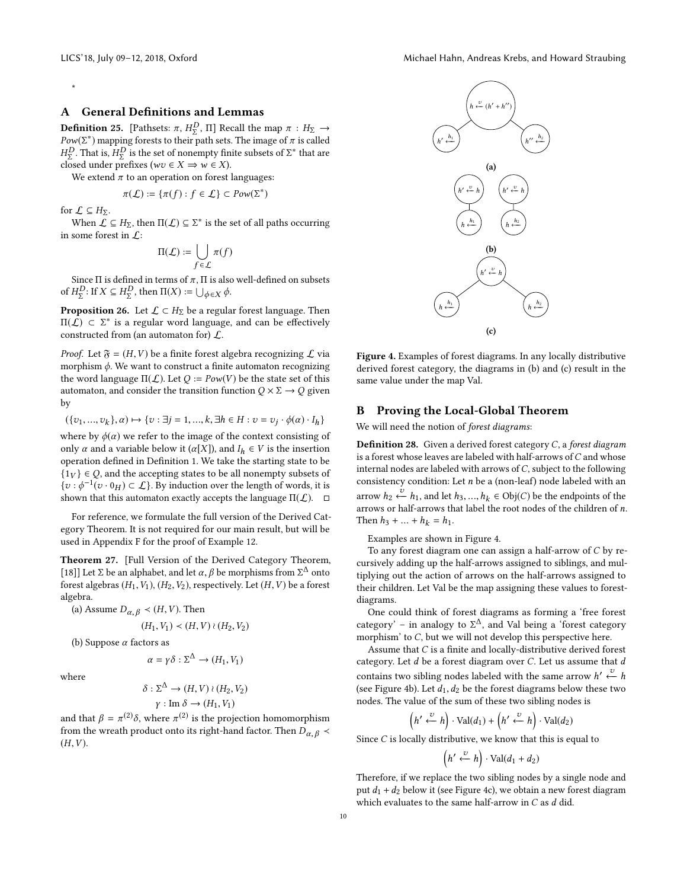*

## A General Definitions and Lemmas

**Definition 25.** [Pathsets: $\pi$, $H_\Sigma^D$, $\Pi$] Recall the map $\pi : H_\Sigma \to Pow(\Sigma^*)$ mapping forests to their path sets. The image of $\pi$ is called $H_\Sigma^D$. That is, $H_\Sigma^D$ is the set of nonempty finite subsets of $\Sigma^*$ that are closed under prefixes ($wv \in X \Rightarrow w \in X$).

We extend $\pi$ to an operation on forest languages:

$$\pi(\mathcal{L}) := \{\pi(f) : f \in \mathcal{L}\} \subset Pow(\Sigma^*)$$

for $\mathcal{L} \subseteq H_\Sigma$.

When $\mathcal{L} \subseteq H_\Sigma$, then $\Pi(\mathcal{L}) \subseteq \Sigma^*$ is the set of all paths occurring in some forest in $\mathcal{L}$:

$$\Pi(\mathcal{L}) := \bigcup_{f \in \mathcal{L}} \pi(f)$$

Since $\Pi$ is defined in terms of $\pi$, $\Pi$ is also well-defined on subsets of $H_\Sigma^D$: If $X \subseteq H_\Sigma^D$, then $\Pi(X) := \bigcup_{\phi \in X} \phi$.

**Proposition 26.** Let $\mathcal{L} \subset H_\Sigma$ be a regular forest language. Then $\Pi(\mathcal{L}) \subset \Sigma^*$ is a regular word language, and can be effectively constructed from (an automaton for) $\mathcal{L}$.

*Proof.* Let $\mathfrak{F} = (H, V)$ be a finite forest algebra recognizing $\mathcal{L}$ via morphism $\phi$. We want to construct a finite automaton recognizing the word language $\Pi(\mathcal{L})$. Let $Q := Pow(V)$ be the state set of this automaton, and consider the transition function $Q \times \Sigma \to Q$ given by

$$(\{v_1, ..., v_k\}, \alpha) \mapsto \{v : \exists j = 1, ..., k, \exists h \in H : v = v_j \cdot \phi(\alpha) \cdot I_h\}$$

where by $\phi(\alpha)$ we refer to the image of the context consisting of only $\alpha$ and a variable below it ($\alpha[X]$), and $I_h \in V$ is the insertion operation defined in Definition 1. We take the starting state to be $\{1_V\} \in Q$, and the accepting states to be all nonempty subsets of $\{v : \phi^{-1}(v \cdot 0_H) \subset \mathcal{L}\}$. By induction over the length of $v$, it is shown that this automaton exactly accepts the language $\Pi(\mathcal{L})$. □

For reference, we formulate the full version of the Derived Category Theorem. It is not required for our main result, but will be used in Appendix F for the proof of Example 12.

**Theorem 27.** [Full Version of the Derived Category Theorem, [18]] Let $\Sigma$ be an alphabet, and let $\alpha, \beta$ be morphisms from $\Sigma^\Delta$ onto forest algebras $(H_1, V_1)$, $(H_2, V_2)$, respectively. Let $(H, V)$ be a forest algebra.

(a) Assume $D_{\alpha,\beta} \prec (H, V)$. Then

$$(H_1, V_1) \prec (H, V) \wr (H_2, V_2)$$

(b) Suppose $\alpha$ factors as

$$\alpha = \gamma\delta : \Sigma^\Delta \to (H_1, V_1)$$

where

$$\delta : \Sigma^\Delta \to (H, V) \wr (H_2, V_2)$$
$$\gamma : \text{Im}\,\delta \to (H_1, V_1)$$

and that $\beta = \pi^{(2)}\delta$, where $\pi^{(2)}$ is the projection homomorphism from the wreath product onto its right-hand factor. Then $D_{\alpha,\beta} \prec (H, V)$.

Figure 4. Examples of forest diagrams. In any locally distributive derived forest category, the diagrams in (b) and (c) result in the same value under the map Val.

## B Proving the Local-Global Theorem

We will need the notion of *forest diagrams*:

**Definition 28.** Given a derived forest category $C$, a *forest diagram* is a forest whose leaves are labeled with half-arrows of $C$ and whose internal nodes are labeled with arrows of $C$, subject to the following consistency condition: Let $n$ be a (non-leaf) node labeled with an arrow $h_2 \xleftarrow{v} h_1$, and let $h_3, ..., h_k \in \text{Obj}(C)$ be the endpoints of the arrows or half-arrows that label the root nodes of the children of $n$. Then $h_3 + ... + h_k = h_1$.

Examples are shown in Figure 4.

To any forest diagram one can assign a half-arrow of $C$ by recursively adding up the half-arrows assigned to siblings, and multiplying out the action of arrows on the half-arrows assigned to their children. Let Val be the map assigning these values to forest-diagrams.

One could think of forest diagrams as forming a 'free forest category' – in analogy to $\Sigma^\Delta$, and Val being a 'forest category morphism' to $C$, but we will not develop this perspective here.

Assume that $C$ is a finite and locally-distributive derived forest category. Let $d$ be a forest diagram over $C$. Let us assume that $d$ contains two sibling nodes labeled with the same arrow $h' \xleftarrow{v} h$ (see Figure 4b). Let $d_1, d_2$ be the forest diagrams below these two nodes. The value of the sum of these two sibling nodes is

$$\left(h' \xleftarrow{v} h\right) \cdot \text{Val}(d_1) + \left(h' \xleftarrow{v} h\right) \cdot \text{Val}(d_2)$$

Since $C$ is locally distributive, we know that this is equal to

$$\left(h' \xleftarrow{v} h\right) \cdot \text{Val}(d_1 + d_2)$$

Therefore, if we replace the two sibling nodes by a single node and put $d_1 + d_2$ below it (see Figure 4c), we obtain a new forest diagram which evaluates to the same half-arrow in $C$ as $d$ did.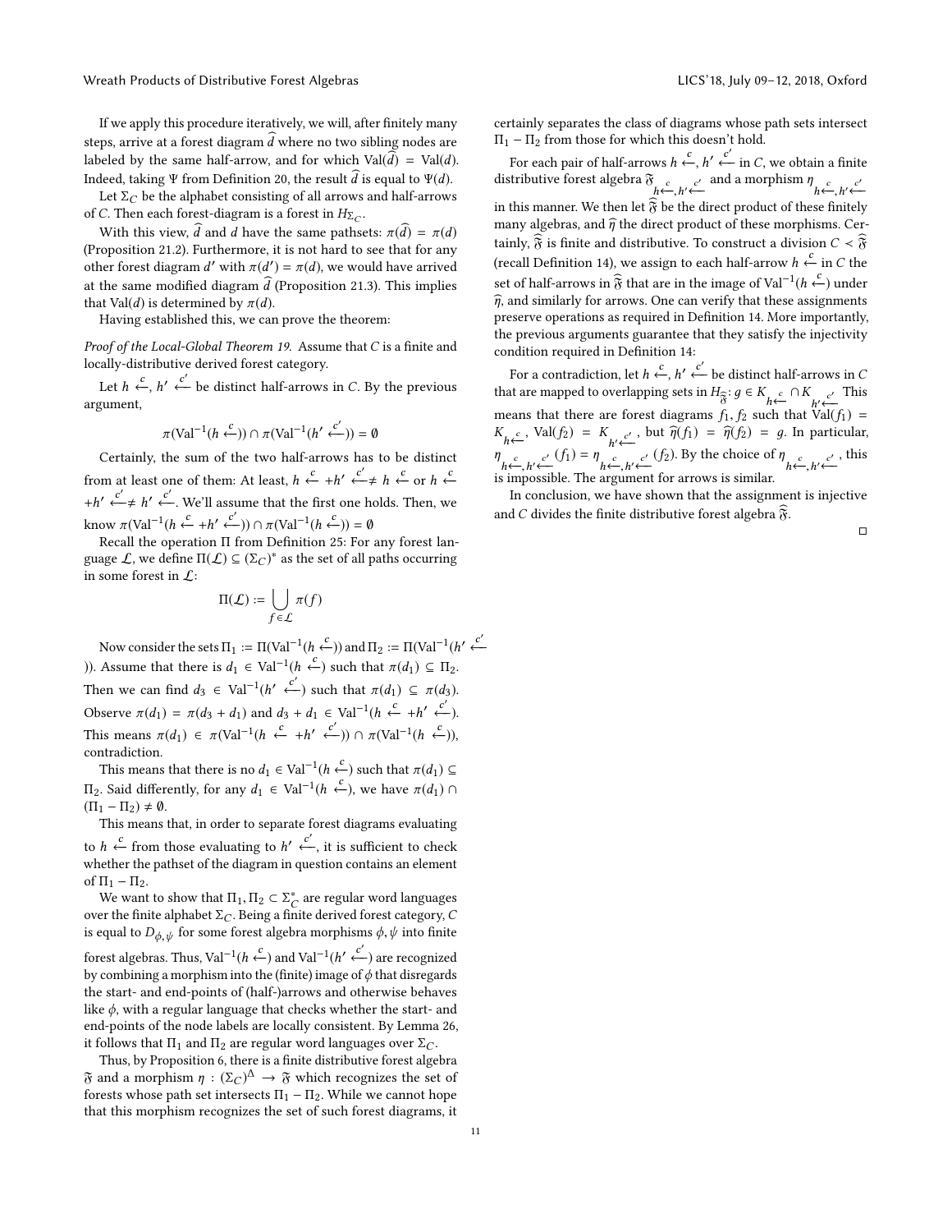If we apply this procedure iteratively, we will, after finitely many steps, arrive at a forest diagram $\widehat{d}$ where no two sibling nodes are labeled by the same half-arrow, and for which $\mathrm{Val}(\widehat{d}) = \mathrm{Val}(d)$. Indeed, taking $\Psi$ from Definition 20, the result $\widehat{d}$ is equal to $\Psi(d)$.

Let $\Sigma_C$ be the alphabet consisting of all arrows and half-arrows of $C$. Then each forest-diagram is a forest in $H_{\Sigma_C}$.

With this view, $\widehat{d}$ and $d$ have the same pathsets: $\pi(\widehat{d}) = \pi(d)$ (Proposition 21.2). Furthermore, it is not hard to see that for any other forest diagram $d'$ with $\pi(d') = \pi(d)$, we would have arrived at the same modified diagram $\widehat{d}$ (Proposition 21.3). This implies that $\mathrm{Val}(d)$ is determined by $\pi(d)$.

Having established this, we can prove the theorem:

*Proof of the Local-Global Theorem 19.* Assume that $C$ is a finite and locally-distributive derived forest category.

Let $h \xleftarrow{c}, h' \xleftarrow{c'}$ be distinct half-arrows in $C$. By the previous argument,

$$\pi(\mathrm{Val}^{-1}(h \xleftarrow{c})) \cap \pi(\mathrm{Val}^{-1}(h' \xleftarrow{c'})) = \emptyset$$

Certainly, the sum of the two half-arrows has to be distinct from at least one of them: At least, $h \xleftarrow{c} + h' \xleftarrow{c'} \neq h \xleftarrow{c}$ or $h \xleftarrow{c} + h' \xleftarrow{c'} \neq h' \xleftarrow{c'}$. We'll assume that the first one holds. Then, we know $\pi(\mathrm{Val}^{-1}(h \xleftarrow{c} + h' \xleftarrow{c'})) \cap \pi(\mathrm{Val}^{-1}(h \xleftarrow{c})) = \emptyset$

Recall the operation $\Pi$ from Definition 25: For any forest language $\mathcal{L}$, we define $\Pi(\mathcal{L}) \subseteq (\Sigma_C)^*$ as the set of all paths occurring in some forest in $\mathcal{L}$:

$$\Pi(\mathcal{L}) := \bigcup_{f \in \mathcal{L}} \pi(f)$$

Now consider the sets $\Pi_1 := \Pi(\mathrm{Val}^{-1}(h \xleftarrow{c}))$ and $\Pi_2 := \Pi(\mathrm{Val}^{-1}(h' \xleftarrow{c'}))$. Assume that there is $d_1 \in \mathrm{Val}^{-1}(h \xleftarrow{c})$ such that $\pi(d_1) \subseteq \Pi_2$. Then we can find $d_3 \in \mathrm{Val}^{-1}(h' \xleftarrow{c'})$ such that $\pi(d_1) \subseteq \pi(d_3)$. Observe $\pi(d_1) = \pi(d_3 + d_1)$ and $d_3 + d_1 \in \mathrm{Val}^{-1}(h \xleftarrow{c} + h' \xleftarrow{c'})$. This means $\pi(d_1) \in \pi(\mathrm{Val}^{-1}(h \xleftarrow{c} + h' \xleftarrow{c'})) \cap \pi(\mathrm{Val}^{-1}(h \xleftarrow{c}))$, contradiction.

This means that there is no $d_1 \in \mathrm{Val}^{-1}(h \xleftarrow{c})$ such that $\pi(d_1) \subseteq \Pi_2$. Said differently, for any $d_1 \in \mathrm{Val}^{-1}(h \xleftarrow{c})$, we have $\pi(d_1) \cap (\Pi_1 - \Pi_2) \neq \emptyset$.

This means that, in order to separate forest diagrams evaluating to $h \xleftarrow{c}$ from those evaluating to $h' \xleftarrow{c'}$, it is sufficient to check whether the pathset of the diagram in question contains an element of $\Pi_1 - \Pi_2$.

We want to show that $\Pi_1, \Pi_2 \subset \Sigma_C^*$ are regular word languages over the finite alphabet $\Sigma_C$. Being a finite derived forest category, $C$ is equal to $D_{\phi,\psi}$ for some forest algebra morphisms $\phi, \psi$ into finite forest algebras. Thus, $\mathrm{Val}^{-1}(h \xleftarrow{c})$ and $\mathrm{Val}^{-1}(h' \xleftarrow{c'})$ are recognized by combining a morphism into the (finite) image of $\phi$ that disregards the start- and end-points of (half-)arrows and otherwise behaves like $\phi$, with a regular language that checks whether the start- and end-points of the node labels are locally consistent. By Lemma 26, it follows that $\Pi_1$ and $\Pi_2$ are regular word languages over $\Sigma_C$.

Thus, by Proposition 6, there is a finite distributive forest algebra $\mathfrak{F}$ and a morphism $\eta : (\Sigma_C)^{\Delta} \to \mathfrak{F}$ which recognizes the set of forests whose path set intersects $\Pi_1 - \Pi_2$. While we cannot hope that this morphism recognizes the set of such forest diagrams, it certainly separates the class of diagrams whose path sets intersect $\Pi_1 - \Pi_2$ from those for which this doesn't hold.

For each pair of half-arrows $h \xleftarrow{c}, h' \xleftarrow{c'}$ in $C$, we obtain a finite distributive forest algebra $\mathfrak{F}_{h \xleftarrow{c}, h' \xleftarrow{c'}}$ and a morphism $\eta_{h \xleftarrow{c}, h' \xleftarrow{c'}}$ in this manner. We then let $\widehat{\mathfrak{F}}$ be the direct product of these finitely many algebras, and $\widehat{\eta}$ the direct product of these morphisms. Certainly, $\widehat{\mathfrak{F}}$ is finite and distributive. To construct a division $C \prec \widehat{\mathfrak{F}}$ (recall Definition 14), we assign to each half-arrow $h \xleftarrow{c}$ in $C$ the set of half-arrows in $\widehat{\mathfrak{F}}$ that are in the image of $\mathrm{Val}^{-1}(h \xleftarrow{c})$ under $\widehat{\eta}$, and similarly for arrows. One can verify that these assignments preserve operations as required in Definition 14. More importantly, the previous arguments guarantee that they satisfy the injectivity condition required in Definition 14:

For a contradiction, let $h \xleftarrow{c}, h' \xleftarrow{c'}$ be distinct half-arrows in $C$ that are mapped to overlapping sets in $H_{\widehat{\mathfrak{F}}}$: $g \in K_{h \xleftarrow{c}} \cap K_{h' \xleftarrow{c'}}$. This means that there are forest diagrams $f_1, f_2$ such that $\mathrm{Val}(f_1) = K_{h \xleftarrow{c}}$, $\mathrm{Val}(f_2) = K_{h' \xleftarrow{c'}}$, but $\widehat{\eta}(f_1) = \widehat{\eta}(f_2) = g$. In particular, $\eta_{h \xleftarrow{c}, h' \xleftarrow{c'}}(f_1) = \eta_{h \xleftarrow{c}, h' \xleftarrow{c'}}(f_2)$. By the choice of $\eta_{h \xleftarrow{c}, h' \xleftarrow{c'}}$, this is impossible. The argument for arrows is similar.

In conclusion, we have shown that the assignment is injective and $C$ divides the finite distributive forest algebra $\widehat{\mathfrak{F}}$.

□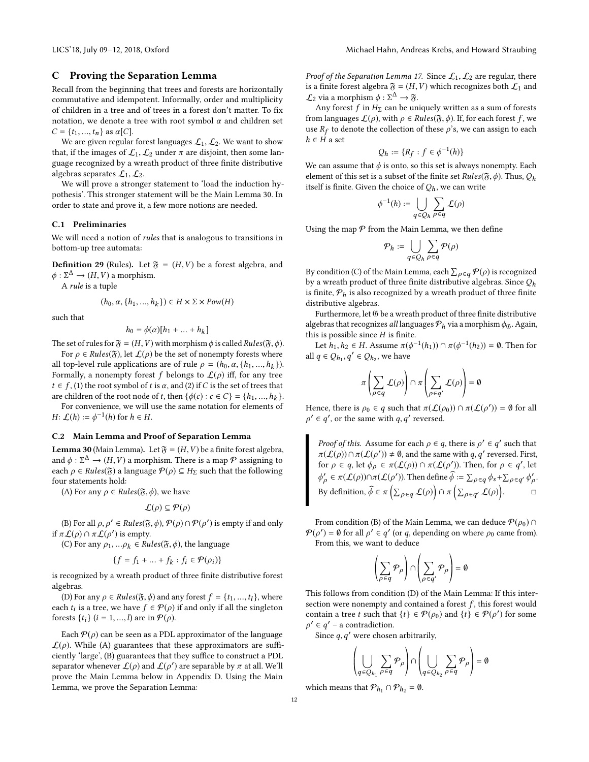## C Proving the Separation Lemma

Recall from the beginning that trees and forests are horizontally commutative and idempotent. Informally, order and multiplicity of children in a tree and of trees in a forest don't matter. To fix notation, we denote a tree with root symbol $\alpha$ and children set $C = \{t_1, ..., t_n\}$ as $\alpha[C]$.

We are given regular forest languages $\mathcal{L}_1, \mathcal{L}_2$. We want to show that, if the images of $\mathcal{L}_1, \mathcal{L}_2$ under $\pi$ are disjoint, then some language recognized by a wreath product of three finite distributive algebras separates $\mathcal{L}_1, \mathcal{L}_2$.

We will prove a stronger statement to 'load the induction hypothesis'. This stronger statement will be the Main Lemma 30. In order to state and prove it, a few more notions are needed.

### C.1 Preliminaries

We will need a notion of *rules* that is analogous to transitions in bottom-up tree automata:

**Definition 29** (Rules). Let $\mathfrak{F} = (H, V)$ be a forest algebra, and $\phi : \Sigma^\Delta \to (H, V)$ a morphism.

A *rule* is a tuple

$$(h_0, \alpha, \{h_1, ..., h_k\}) \in H \times \Sigma \times Pow(H)$$

such that

$$h_0 = \phi(\alpha)[h_1 + ... + h_k]$$

The set of rules for $\mathfrak{F} = (H, V)$ with morphism $\phi$ is called $Rules(\mathfrak{F}, \phi)$.

For $\rho \in Rules(\mathfrak{F})$, let $\mathcal{L}(\rho)$ be the set of nonempty forests where all top-level rule applications are of rule $\rho = (h_0, \alpha, \{h_1, ..., h_k\})$. Formally, a nonempty forest $f$ belongs to $\mathcal{L}(\rho)$ iff, for any tree $t \in f$, (1) the root symbol of $t$ is $\alpha$, and (2) if $C$ is the set of trees that are children of the root node of $t$, then $\{\phi(c) : c \in C\} = \{h_1, ..., h_k\}$.

For convenience, we will use the same notation for elements of $H$: $\mathcal{L}(h) := \phi^{-1}(h)$ for $h \in H$.

### C.2 Main Lemma and Proof of Separation Lemma

**Lemma 30** (Main Lemma). Let $\mathfrak{F} = (H, V)$ be a finite forest algebra, and $\phi : \Sigma^\Delta \to (H, V)$ a morphism. There is a map $\mathcal{P}$ assigning to each $\rho \in Rules(\mathfrak{F})$ a language $\mathcal{P}(\rho) \subseteq H_\Sigma$ such that the following four statements hold:

(A) For any $\rho \in Rules(\mathfrak{F}, \phi)$, we have

$$\mathcal{L}(\rho) \subseteq \mathcal{P}(\rho)$$

(B) For all $\rho, \rho' \in Rules(\mathfrak{F}, \phi)$, $\mathcal{P}(\rho) \cap \mathcal{P}(\rho')$ is empty if and only if $\pi\mathcal{L}(\rho) \cap \pi\mathcal{L}(\rho')$ is empty.

(C) For any $\rho_1, ...\rho_k \in Rules(\mathfrak{F}, \phi)$, the language

$$\{f = f_1 + ... + f_k : f_i \in \mathcal{P}(\rho_i)\}$$

is recognized by a wreath product of three finite distributive forest algebras.

(D) For any $\rho \in Rules(\mathfrak{F}, \phi)$ and any forest $f = \{t_1, ..., t_l\}$, where each $t_i$ is a tree, we have $f \in \mathcal{P}(\rho)$ if and only if all the singleton forests $\{t_i\}$ $(i = 1, ..., l)$ are in $\mathcal{P}(\rho)$.

Each $\mathcal{P}(\rho)$ can be seen as a PDL approximator of the language $\mathcal{L}(\rho)$. While (A) guarantees that these approximators are sufficiently 'large', (B) guarantees that they suffice to construct a PDL separator whenever $\mathcal{L}(\rho)$ and $\mathcal{L}(\rho')$ are separable by $\pi$ at all. We'll prove the Main Lemma below in Appendix D. Using the Main Lemma, we prove the Separation Lemma:

*Proof of the Separation Lemma 17.* Since $\mathcal{L}_1, \mathcal{L}_2$ are regular, there is a finite forest algebra $\mathfrak{F} = (H, V)$ which recognizes both $\mathcal{L}_1$ and $\mathcal{L}_2$ via a morphism $\phi : \Sigma^\Delta \to \mathfrak{F}$.

Any forest $f$ in $H_\Sigma$ can be uniquely written as a sum of forests from languages $\mathcal{L}(\rho)$, with $\rho \in Rules(\mathfrak{F}, \phi)$. If, for each forest $f$, we use $R_f$ to denote the collection of these $\rho$'s, we can assign to each $h \in H$ a set

$$Q_h := \{R_f : f \in \phi^{-1}(h)\}$$

We can assume that $\phi$ is onto, so this set is always nonempty. Each element of this set is a subset of the finite set $Rules(\mathfrak{F}, \phi)$. Thus, $Q_h$ itself is finite. Given the choice of $Q_h$, we can write

$$\phi^{-1}(h) := \bigcup_{q \in Q_h} \sum_{\rho \in q} \mathcal{L}(\rho)$$

Using the map $\mathcal{P}$ from the Main Lemma, we then define

$$\mathcal{P}_h := \bigcup_{q \in Q_h} \sum_{\rho \in q} \mathcal{P}(\rho)$$

By condition (C) of the Main Lemma, each $\sum_{\rho \in q} \mathcal{P}(\rho)$ is recognized by a wreath product of three finite distributive algebras. Since $Q_h$ is finite, $\mathcal{P}_h$ is also recognized by a wreath product of three finite distributive algebras.

Furthermore, let $\mathfrak{G}$ be a wreath product of three finite distributive algebras that recognizes *all* languages $\mathcal{P}_h$ via a morphism $\phi_\mathfrak{G}$. Again, this is possible since $H$ is finite.

Let $h_1, h_2 \in H$. Assume $\pi(\phi^{-1}(h_1)) \cap \pi(\phi^{-1}(h_2)) = \emptyset$. Then for all $q \in Q_{h_1}, q' \in Q_{h_2}$, we have

$$\pi\left(\sum_{\rho \in q} \mathcal{L}(\rho)\right) \cap \pi\left(\sum_{\rho \in q'} \mathcal{L}(\rho)\right) = \emptyset$$

Hence, there is $\rho_0 \in q$ such that $\pi(\mathcal{L}(\rho_0)) \cap \pi(\mathcal{L}(\rho')) = \emptyset$ for all $\rho' \in q'$, or the same with $q, q'$ reversed.

> *Proof of this.* Assume for each $\rho \in q$, there is $\rho' \in q'$ such that $\pi(\mathcal{L}(\rho)) \cap \pi(\mathcal{L}(\rho')) \neq \emptyset$, and the same with $q, q'$ reversed. First, for $\rho \in q$, let $\phi_\rho \in \pi(\mathcal{L}(\rho)) \cap \pi(\mathcal{L}(\rho'))$. Then, for $\rho \in q'$, let $\phi'_\rho \in \pi(\mathcal{L}(\rho)) \cap \pi(\mathcal{L}(\rho'))$. Then define $\widehat{\phi} := \sum_{\rho \in q} \phi_s + \sum_{\rho \in q'} \phi'_\rho$. By definition, $\widehat{\phi} \in \pi\left(\sum_{\rho \in q} \mathcal{L}(\rho)\right) \cap \pi\left(\sum_{\rho \in q'} \mathcal{L}(\rho)\right)$. □

From condition (B) of the Main Lemma, we can deduce $\mathcal{P}(\rho_0) \cap \mathcal{P}(\rho') = \emptyset$ for all $\rho' \in q'$ (or $q$, depending on where $\rho_0$ came from). From this, we want to deduce

$$\left(\sum_{\rho \in q} \mathcal{P}_\rho\right) \cap \left(\sum_{\rho \in q'} \mathcal{P}_\rho\right) = \emptyset$$

This follows from condition (D) of the Main Lemma: If this intersection were nonempty and contained a forest $f$, this forest would contain a tree $t$ such that $\{t\} \in \mathcal{P}(\rho_0)$ and $\{t\} \in \mathcal{P}(\rho')$ for some $\rho' \in q'$ – a contradiction.

Since $q, q'$ were chosen arbitrarily,

$$\left(\bigcup_{q \in Q_{h_1}} \sum_{\rho \in q} \mathcal{P}_\rho\right) \cap \left(\bigcup_{q \in Q_{h_2}} \sum_{\rho \in q} \mathcal{P}_\rho\right) = \emptyset$$

which means that $\mathcal{P}_{h_1} \cap \mathcal{P}_{h_2} = \emptyset$.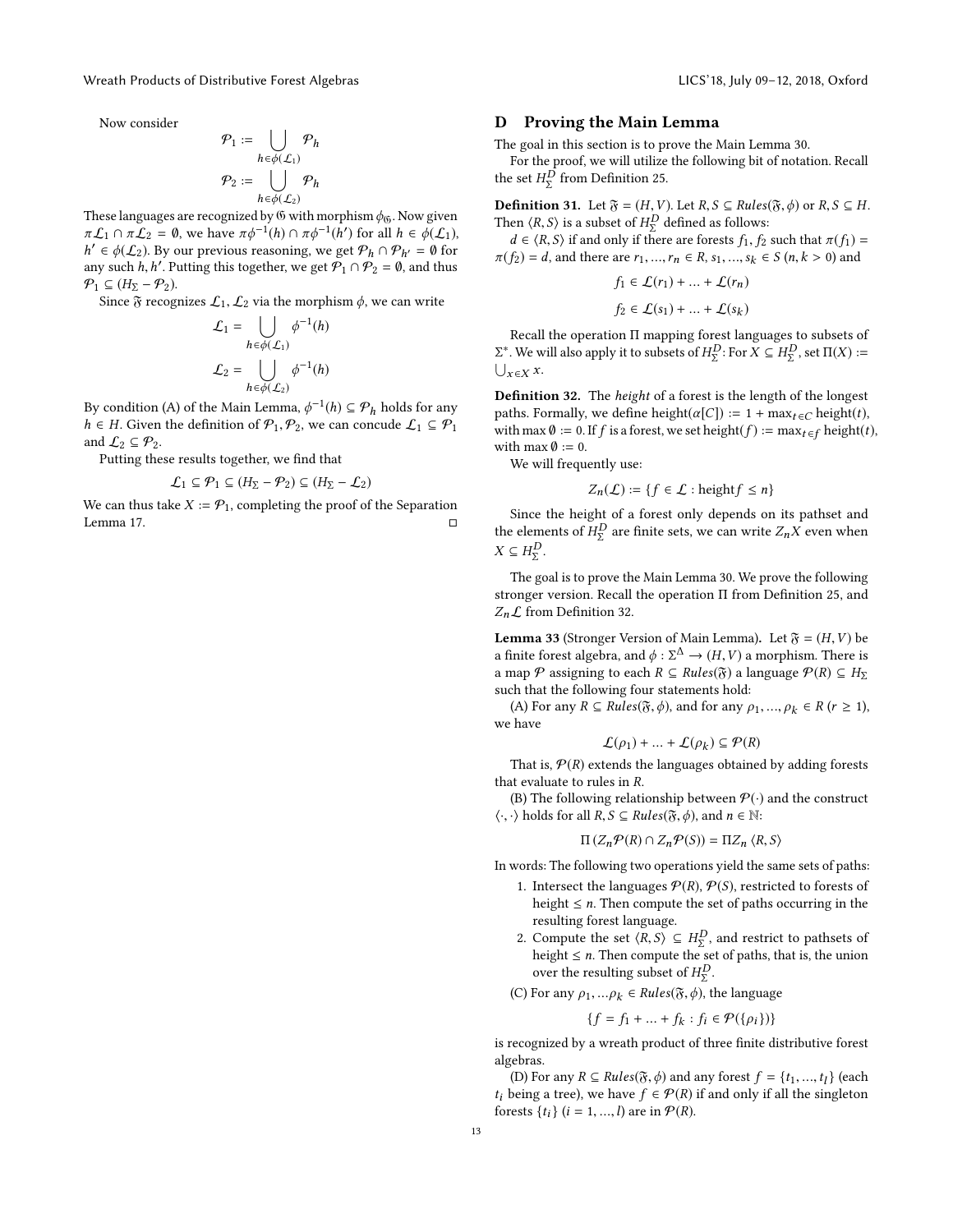Now consider

$$\mathcal{P}_1 := \bigcup_{h \in \phi(\mathcal{L}_1)} \mathcal{P}_h$$

$$\mathcal{P}_2 := \bigcup_{h \in \phi(\mathcal{L}_2)} \mathcal{P}_h$$

These languages are recognized by $\mathfrak{G}$ with morphism $\phi_{\mathfrak{G}}$. Now given $\pi\mathcal{L}_1 \cap \pi\mathcal{L}_2 = \emptyset$, we have $\pi\phi^{-1}(h) \cap \pi\phi^{-1}(h') = \emptyset$ for all $h \in \phi(\mathcal{L}_1)$, $h' \in \phi(\mathcal{L}_2)$. By our previous reasoning, we get $\mathcal{P}_h \cap \mathcal{P}_{h'} = \emptyset$ for any such $h, h'$. Putting this together, we get $\mathcal{P}_1 \cap \mathcal{P}_2 = \emptyset$, and thus $\mathcal{P}_1 \subseteq (H_\Sigma - \mathcal{P}_2)$.

Since $\mathfrak{F}$ recognizes $\mathcal{L}_1, \mathcal{L}_2$ via the morphism $\phi$, we can write

$$\mathcal{L}_1 = \bigcup_{h \in \phi(\mathcal{L}_1)} \phi^{-1}(h)$$

$$\mathcal{L}_2 = \bigcup_{h \in \phi(\mathcal{L}_2)} \phi^{-1}(h)$$

By condition (A) of the Main Lemma, $\phi^{-1}(h) \subseteq \mathcal{P}_h$ holds for any $h \in H$. Given the definition of $\mathcal{P}_1, \mathcal{P}_2$, we can concude $\mathcal{L}_1 \subseteq \mathcal{P}_1$ and $\mathcal{L}_2 \subseteq \mathcal{P}_2$.

Putting these results together, we find that

$$\mathcal{L}_1 \subseteq \mathcal{P}_1 \subseteq (H_\Sigma - \mathcal{P}_2) \subseteq (H_\Sigma - \mathcal{L}_2)$$

We can thus take $X := \mathcal{P}_1$, completing the proof of the Separation Lemma 17. □

## D Proving the Main Lemma

The goal in this section is to prove the Main Lemma 30.

For the proof, we will utilize the following bit of notation. Recall the set $H_\Sigma^D$ from Definition 25.

**Definition 31.** Let $\mathfrak{F} = (H, V)$. Let $R, S \subseteq Rules(\mathfrak{F}, \phi)$ or $R, S \subseteq H$. Then $\langle R, S \rangle$ is a subset of $H_\Sigma^D$ defined as follows:

$d \in \langle R, S \rangle$ if and only if there are forests $f_1, f_2$ such that $\pi(f_1) = \pi(f_2) = d$, and there are $r_1, ..., r_n \in R$, $s_1, ..., s_k \in S$ ($n, k > 0$) and

$$f_1 \in \mathcal{L}(r_1) + ... + \mathcal{L}(r_n)$$

$$f_2 \in \mathcal{L}(s_1) + ... + \mathcal{L}(s_k)$$

Recall the operation $\Pi$ mapping forest languages to subsets of $\Sigma^*$. We will also apply it to subsets of $H_\Sigma^D$: For $X \subseteq H_\Sigma^D$, set $\Pi(X) := \bigcup_{x \in X} x$.

**Definition 32.** The *height* of a forest is the length of the longest paths. Formally, we define $\text{height}(\alpha[C]) := 1 + \max_{t \in C} \text{height}(t)$, with $\max \emptyset := 0$. If $f$ is a forest, we set $\text{height}(f) := \max_{t \in f} \text{height}(t)$, with $\max \emptyset := 0$.

We will frequently use:

$$Z_n(\mathcal{L}) := \{f \in \mathcal{L} : \text{height} f \leq n\}$$

Since the height of a forest only depends on its pathset and the elements of $H_\Sigma^D$ are finite sets, we can write $Z_n X$ even when $X \subseteq H_\Sigma^D$.

The goal is to prove the Main Lemma 30. We prove the following stronger version. Recall the operation $\Pi$ from Definition 25, and $Z_n \mathcal{L}$ from Definition 32.

**Lemma 33** (Stronger Version of Main Lemma)**.** Let $\mathfrak{F} = (H, V)$ be a finite forest algebra, and $\phi : \Sigma^\Delta \rightarrow (H, V)$ a morphism. There is a map $\mathcal{P}$ assigning to each $R \subseteq Rules(\mathfrak{F})$ a language $\mathcal{P}(R) \subseteq H_\Sigma$ such that the following four statements hold:

(A) For any $R \subseteq Rules(\mathfrak{F}, \phi)$, and for any $\rho_1, ..., \rho_k \in R$ ($r \geq 1$), we have

$$\mathcal{L}(\rho_1) + ... + \mathcal{L}(\rho_k) \subseteq \mathcal{P}(R)$$

That is, $\mathcal{P}(R)$ extends the languages obtained by adding forests that evaluate to rules in $R$.

(B) The following relationship between $\mathcal{P}(\cdot)$ and the construct $\langle \cdot, \cdot \rangle$ holds for all $R, S \subseteq Rules(\mathfrak{F}, \phi)$, and $n \in \mathbb{N}$:

$$\Pi\left(Z_n \mathcal{P}(R) \cap Z_n \mathcal{P}(S)\right) = \Pi Z_n \langle R, S \rangle$$

In words: The following two operations yield the same sets of paths:

1. Intersect the languages $\mathcal{P}(R), \mathcal{P}(S)$, restricted to forests of height $\leq n$. Then compute the set of paths occurring in the resulting forest language.
2. Compute the set $\langle R, S \rangle \subseteq H_\Sigma^D$, and restrict to pathsets of height $\leq n$. Then compute the set of paths, that is, the union over the resulting subset of $H_\Sigma^D$.

(C) For any $\rho_1, ... \rho_k \in Rules(\mathfrak{F}, \phi)$, the language

$$\{f = f_1 + ... + f_k : f_i \in \mathcal{P}(\{\rho_i\})\}$$

is recognized by a wreath product of three finite distributive forest algebras.

(D) For any $R \subseteq Rules(\mathfrak{F}, \phi)$ and any forest $f = \{t_1, ..., t_l\}$ (each $t_i$ being a tree), we have $f \in \mathcal{P}(R)$ if and only if all the singleton forests $\{t_i\}$ ($i = 1, ..., l$) are in $\mathcal{P}(R)$.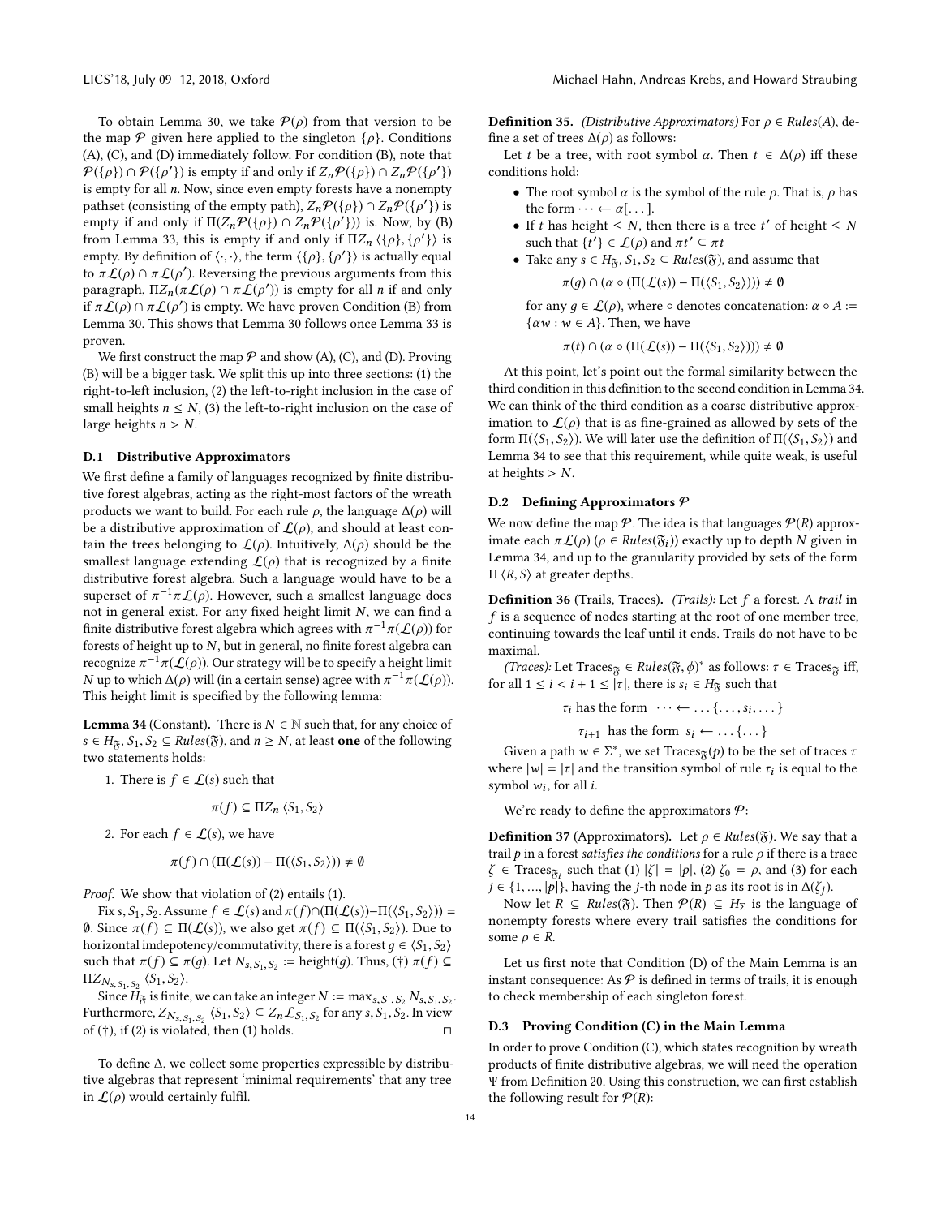To obtain Lemma 30, we take $\mathcal{P}(\rho)$ from that version to be the map $\mathcal{P}$ given here applied to the singleton $\{\rho\}$. Conditions (A), (C), and (D) immediately follow. For condition (B), note that $\mathcal{P}(\{\rho\}) \cap \mathcal{P}(\{\rho'\})$ is empty if and only if $Z_n\mathcal{P}(\{\rho\}) \cap Z_n\mathcal{P}(\{\rho'\})$ is empty for all $n$. Now, since even empty forests have a nonempty pathset (consisting of the empty path), $Z_n\mathcal{P}(\{\rho\}) \cap Z_n\mathcal{P}(\{\rho'\})$ is empty if and only if $\Pi(Z_n\mathcal{P}(\{\rho\}) \cap Z_n\mathcal{P}(\{\rho'\}))$ is. Now, by (B) from Lemma 33, this is empty if and only if $\Pi Z_n \langle \{\rho\}, \{\rho'\} \rangle$ is empty. By definition of $\langle \cdot, \cdot \rangle$, the term $\langle \{\rho\}, \{\rho'\} \rangle$ is actually equal to $\pi\mathcal{L}(\rho) \cap \pi\mathcal{L}(\rho')$. Reversing the previous arguments from this paragraph, $\Pi Z_n(\pi\mathcal{L}(\rho) \cap \pi\mathcal{L}(\rho'))$ is empty for all $n$ if and only if $\pi\mathcal{L}(\rho) \cap \pi\mathcal{L}(\rho')$ is empty. We have proven Condition (B) from Lemma 30. This shows that Lemma 30 follows once Lemma 33 is proven.

We first construct the map $\mathcal{P}$ and show (A), (C), and (D). Proving (B) will be a bigger task. We split this up into three sections: (1) the right-to-left inclusion, (2) the left-to-right inclusion in the case of small heights $n \leq N$, (3) the left-to-right inclusion on the case of large heights $n > N$.

## D.1 Distributive Approximators

We first define a family of languages recognized by finite distributive forest algebras, acting as the right-most factors of the wreath products we want to build. For each rule $\rho$, the language $\Delta(\rho)$ will be a distributive approximation of $\mathcal{L}(\rho)$, and should at least contain the trees belonging to $\mathcal{L}(\rho)$. Intuitively, $\Delta(\rho)$ should be the smallest language extending $\mathcal{L}(\rho)$ that is recognized by a finite distributive forest algebra. Such a language would have to be a superset of $\pi^{-1}\pi\mathcal{L}(\rho)$. However, such a smallest language does not in general exist. For any fixed height limit $N$, we can find a finite distributive forest algebra which agrees with $\pi^{-1}\pi(\mathcal{L}(\rho))$ for forests of height up to $N$, but in general, no finite forest algebra can recognize $\pi^{-1}\pi(\mathcal{L}(\rho))$. Our strategy will be to specify a height limit $N$ up to which $\Delta(\rho)$ will (in a certain sense) agree with $\pi^{-1}\pi(\mathcal{L}(\rho))$. This height limit is specified by the following lemma:

**Lemma 34** (Constant). There is $N \in \mathbb{N}$ such that, for any choice of $s \in H_{\mathfrak{F}}$, $S_1, S_2 \subseteq Rules(\mathfrak{F})$, and $n \geq N$, at least **one** of the following two statements holds:

1. There is $f \in \mathcal{L}(s)$ such that
$$\pi(f) \subseteq \Pi Z_n \langle S_1, S_2 \rangle$$
2. For each $f \in \mathcal{L}(s)$, we have
$$\pi(f) \cap (\Pi(\mathcal{L}(s)) - \Pi(\langle S_1, S_2 \rangle)) \neq \emptyset$$

*Proof.* We show that violation of (2) entails (1).

Fix $s, S_1, S_2$. Assume $f \in \mathcal{L}(s)$ and $\pi(f) \cap (\Pi(\mathcal{L}(s)) - \Pi(\langle S_1, S_2 \rangle)) = \emptyset$. Since $\pi(f) \subseteq \Pi(\mathcal{L}(s))$, we also get $\pi(f) \subseteq \Pi(\langle S_1, S_2 \rangle)$. Due to horizontal imdepotency/commutativity, there is a forest $g \in \langle S_1, S_2 \rangle$ such that $\pi(f) \subseteq \pi(g)$. Let $N_{s,S_1,S_2} := \text{height}(g)$. Thus, (†) $\pi(f) \subseteq \Pi Z_{N_{s,S_1,S_2}} \langle S_1, S_2 \rangle$.

Since $H_{\mathfrak{F}}$ is finite, we can take an integer $N := \max_{s,S_1,S_2} N_{s,S_1,S_2}$. Furthermore, $Z_{N_{s,S_1,S_2}} \langle S_1, S_2 \rangle \subseteq Z_n \mathcal{L}_{S_1,S_2}$ for any $s, S_1, S_2$. In view of (†), if (2) is violated, then (1) holds. □

To define $\Delta$, we collect some properties expressible by distributive algebras that represent 'minimal requirements' that any tree in $\mathcal{L}(\rho)$ would certainly fulfil.

**Definition 35.** *(Distributive Approximators)* For $\rho \in Rules(A)$, define a set of trees $\Delta(\rho)$ as follows:

Let $t$ be a tree, with root symbol $\alpha$. Then $t \in \Delta(\rho)$ iff these conditions hold:

- The root symbol $\alpha$ is the symbol of the rule $\rho$. That is, $\rho$ has the form $\cdots \leftarrow \alpha[\dots]$.
- If $t$ has height $\leq N$, then there is a tree $t'$ of height $\leq N$ such that $\{t'\} \in \mathcal{L}(\rho)$ and $\pi t' \subseteq \pi t$
- Take any $s \in H_{\mathfrak{F}}$, $S_1, S_2 \subseteq Rules(\mathfrak{F})$, and assume that
$$\pi(g) \cap (\alpha \circ (\Pi(\mathcal{L}(s)) - \Pi(\langle S_1, S_2 \rangle))) \neq \emptyset$$
for any $g \in \mathcal{L}(\rho)$, where $\circ$ denotes concatenation: $\alpha \circ A := \{\alpha w : w \in A\}$. Then, we have
$$\pi(t) \cap (\alpha \circ (\Pi(\mathcal{L}(s)) - \Pi(\langle S_1, S_2 \rangle))) \neq \emptyset$$

At this point, let's point out the formal similarity between the third condition in this definition to the second condition in Lemma 34. We can think of the third condition as a coarse distributive approximation to $\mathcal{L}(\rho)$ that is as fine-grained as allowed by sets of the form $\Pi(\langle S_1, S_2 \rangle)$. We will later use the definition of $\Pi(\langle S_1, S_2 \rangle)$ and Lemma 34 to see that this requirement, while quite weak, is useful at heights $> N$.

## D.2 Defining Approximators $\mathcal{P}$

We now define the map $\mathcal{P}$. The idea is that languages $\mathcal{P}(R)$ approximate each $\pi\mathcal{L}(\rho)$ ($\rho \in Rules(\mathfrak{F}_i)$) exactly up to depth $N$ given in Lemma 34, and up to the granularity provided by sets of the form $\Pi \langle R, S \rangle$ at greater depths.

**Definition 36** (Trails, Traces). *(Trails):* Let $f$ a forest. A *trail* in $f$ is a sequence of nodes starting at the root of one member tree, continuing towards the leaf until it ends. Trails do not have to be maximal.

*(Traces):* Let $\text{Traces}_{\mathfrak{F}} \in Rules(\mathfrak{F}, \phi)^*$ as follows: $\tau \in \text{Traces}_{\mathfrak{F}}$ iff, for all $1 \leq i < i+1 \leq |\tau|$, there is $s_i \in H_{\mathfrak{F}}$ such that

$$\tau_i \text{ has the form } \cdots \leftarrow \dots \{\dots, s_i, \dots\}$$

$$\tau_{i+1} \text{ has the form } s_i \leftarrow \dots \{\dots\}$$

Given a path $w \in \Sigma^*$, we set $\text{Traces}_{\mathfrak{F}}(p)$ to be the set of traces $\tau$ where $|w| = |\tau|$ and the transition symbol of rule $\tau_i$ is equal to the symbol $w_i$, for all $i$.

We're ready to define the approximators $\mathcal{P}$:

**Definition 37** (Approximators). Let $\rho \in Rules(\mathfrak{F})$. We say that a trail $p$ in a forest *satisfies the conditions* for a rule $\rho$ if there is a trace $\zeta \in \text{Traces}_{\mathfrak{F}_i}$ such that (1) $|\zeta| = |p|$, (2) $\zeta_0 = \rho$, and (3) for each $j \in \{1, ..., |p|\}$, having the $j$-th node in $p$ as its root is in $\Delta(\zeta_j)$.

Now let $R \subseteq Rules(\mathfrak{F})$. Then $\mathcal{P}(R) \subseteq H_\Sigma$ is the language of nonempty forests where every trail satisfies the conditions for some $\rho \in R$.

Let us first note that Condition (D) of the Main Lemma is an instant consequence: As $\mathcal{P}$ is defined in terms of trails, it is enough to check membership of each singleton forest.

## D.3 Proving Condition (C) in the Main Lemma

In order to prove Condition (C), which states recognition by wreath products of finite distributive algebras, we will need the operation $\Psi$ from Definition 20. Using this construction, we can first establish the following result for $\mathcal{P}(R)$: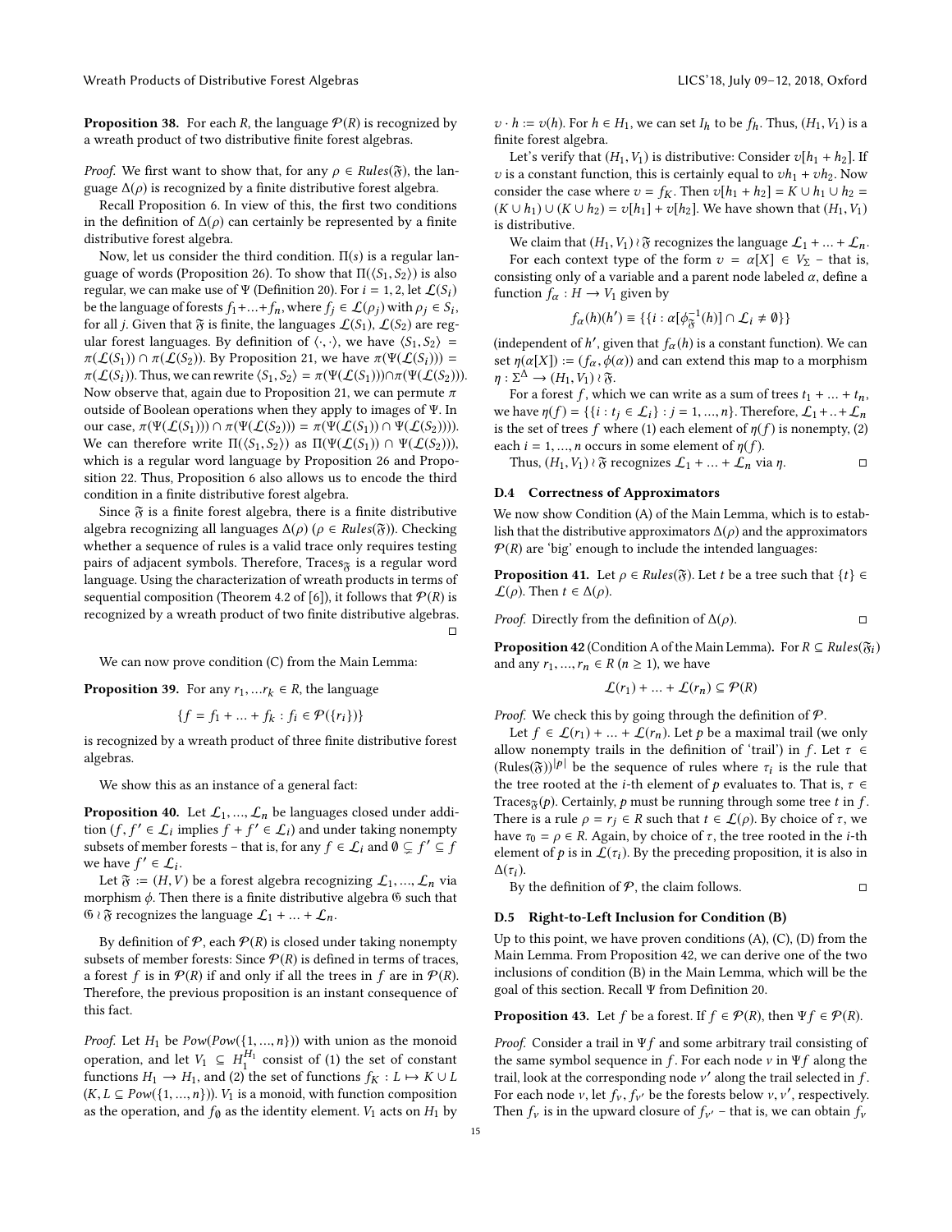**Proposition 38.** For each $R$, the language $\mathcal{P}(R)$ is recognized by a wreath product of two distributive finite forest algebras.

*Proof.* We first want to show that, for any $\rho \in Rules(\mathfrak{F})$, the language $\Delta(\rho)$ is recognized by a finite distributive forest algebra.

Recall Proposition 6. In view of this, the first two conditions in the definition of $\Delta(\rho)$ can certainly be represented by a finite distributive forest algebra.

Now, let us consider the third condition. $\Pi(s)$ is a regular language of words (Proposition 26). To show that $\Pi(\langle S_1, S_2\rangle)$ is also regular, we can make use of $\Psi$ (Definition 20). For $i = 1, 2$, let $\mathcal{L}(S_i)$ be the language of forests $f_1 + ... + f_n$, where $f_j \in \mathcal{L}(\rho_j)$ with $\rho_j \in S_i$, for all $j$. Given that $\mathfrak{F}$ is finite, the languages $\mathcal{L}(S_1)$, $\mathcal{L}(S_2)$ are regular forest languages. By definition of $\langle\cdot,\cdot\rangle$, we have $\langle S_1, S_2\rangle = \pi(\mathcal{L}(S_1)) \cap \pi(\mathcal{L}(S_2))$. By Proposition 21, we have $\pi(\Psi(\mathcal{L}(S_i))) = \pi(\mathcal{L}(S_i))$. Thus, we can rewrite $\langle S_1, S_2\rangle = \pi(\Psi(\mathcal{L}(S_1))) \cap \pi(\Psi(\mathcal{L}(S_2)))$. Now observe that, again due to Proposition 21, we can permute $\pi$ outside of Boolean operations when they apply to images of $\Psi$. In our case, $\pi(\Psi(\mathcal{L}(S_1))) \cap \pi(\Psi(\mathcal{L}(S_2))) = \pi(\Psi(\mathcal{L}(S_1)) \cap \Psi(\mathcal{L}(S_2)))$. We can therefore write $\Pi(\langle S_1, S_2\rangle)$ as $\Pi(\Psi(\mathcal{L}(S_1)) \cap \Psi(\mathcal{L}(S_2)))$, which is a regular word language by Proposition 26 and Proposition 22. Thus, Proposition 6 also allows us to encode the third condition in a finite distributive forest algebra.

Since $\mathfrak{F}$ is a finite forest algebra, there is a finite distributive algebra recognizing all languages $\Delta(\rho)$ ($\rho \in Rules(\mathfrak{F})$). Checking whether a sequence of rules is a valid trace only requires testing pairs of adjacent symbols. Therefore, $\text{Traces}_{\mathfrak{F}}$ is a regular word language. Using the characterization of wreath products in terms of sequential composition (Theorem 4.2 of [6]), it follows that $\mathcal{P}(R)$ is recognized by a wreath product of two finite distributive algebras. □

We can now prove condition (C) from the Main Lemma:

**Proposition 39.** For any $r_1, ... r_k \in R$, the language

$$\{f = f_1 + ... + f_k : f_i \in \mathcal{P}(\{r_i\})\}$$

is recognized by a wreath product of three finite distributive forest algebras.

We show this as an instance of a general fact:

**Proposition 40.** Let $\mathcal{L}_1, ..., \mathcal{L}_n$ be languages closed under addition ($f, f' \in \mathcal{L}_i$ implies $f + f' \in \mathcal{L}_i$) and under taking nonempty subsets of member forests – that is, for any $f \in \mathcal{L}_i$ and $\emptyset \subsetneq f' \subseteq f$ we have $f' \in \mathcal{L}_i$.

Let $\mathfrak{F} := (H, V)$ be a forest algebra recognizing $\mathcal{L}_1, ..., \mathcal{L}_n$ via morphism $\phi$. Then there is a finite distributive algebra $\mathfrak{G}$ such that $\mathfrak{G} \wr \mathfrak{F}$ recognizes the language $\mathcal{L}_1 + ... + \mathcal{L}_n$.

By definition of $\mathcal{P}$, each $\mathcal{P}(R)$ is closed under taking nonempty subsets of member forests: Since $\mathcal{P}(R)$ is defined in terms of traces, a forest $f$ is in $\mathcal{P}(R)$ if and only if all the trees in $f$ are in $\mathcal{P}(R)$. Therefore, the previous proposition is an instant consequence of this fact.

*Proof.* Let $H_1$ be $Pow(Pow(\{1, ..., n\}))$ with union as the monoid operation, and let $V_1 \subseteq H_1^{H_1}$ consist of (1) the set of constant functions $H_1 \to H_1$, and (2) the set of functions $f_K : L \mapsto K \cup L$ ($K, L \subseteq Pow(\{1, ..., n\})$). $V_1$ is a monoid, with function composition as the operation, and $f_\emptyset$ as the identity element. $V_1$ acts on $H_1$ by $v \cdot h := v(h)$. For $h \in H_1$, we can set $I_h$ to be $f_h$. Thus, $(H_1, V_1)$ is a finite forest algebra.

Let's verify that $(H_1, V_1)$ is distributive: Consider $v[h_1 + h_2]$. If $v$ is a constant function, this is certainly equal to $vh_1 + vh_2$. Now consider the case where $v = f_K$. Then $v[h_1 + h_2] = K \cup h_1 \cup h_2 = (K \cup h_1) \cup (K \cup h_2) = v[h_1] + v[h_2]$. We have shown that $(H_1, V_1)$ is distributive.

We claim that $(H_1, V_1) \wr \mathfrak{F}$ recognizes the language $\mathcal{L}_1 + ... + \mathcal{L}_n$.

For each context type of the form $v = \alpha[X] \in V_\Sigma$ – that is, consisting only of a variable and a parent node labeled $\alpha$, define a function $f_\alpha : H \to V_1$ given by

$$f_\alpha(h)(h') \equiv \{\{i : \alpha[\phi_{\mathfrak{F}}^{-1}(h)] \cap \mathcal{L}_i \neq \emptyset\}\}$$

(independent of $h'$, given that $f_\alpha(h)$ is a constant function). We can set $\eta(\alpha[X]) := (f_\alpha, \phi(\alpha))$ and can extend this map to a morphism $\eta : \Sigma^\Delta \to (H_1, V_1) \wr \mathfrak{F}$.

For a forest $f$, which we can write as a sum of trees $t_1 + ... + t_n$, we have $\eta(f) = \{\{i : t_j \in \mathcal{L}_i\} : j = 1, ..., n\}$. Therefore, $\mathcal{L}_1 + .. + \mathcal{L}_n$ is the set of trees $f$ where (1) each element of $\eta(f)$ is nonempty, (2) each $i = 1, ..., n$ occurs in some element of $\eta(f)$.

Thus, $(H_1, V_1) \wr \mathfrak{F}$ recognizes $\mathcal{L}_1 + ... + \mathcal{L}_n$ via $\eta$. □

### D.4 Correctness of Approximators

We now show Condition (A) of the Main Lemma, which is to establish that the distributive approximators $\Delta(\rho)$ and the approximators $\mathcal{P}(R)$ are 'big' enough to include the intended languages:

**Proposition 41.** Let $\rho \in Rules(\mathfrak{F})$. Let $t$ be a tree such that $\{t\} \in \mathcal{L}(\rho)$. Then $t \in \Delta(\rho)$.

*Proof.* Directly from the definition of $\Delta(\rho)$. □

**Proposition 42** (Condition A of the Main Lemma)**.** For $R \subseteq Rules(\mathfrak{F}_i)$ and any $r_1, ..., r_n \in R$ ($n \geq 1$), we have

$$\mathcal{L}(r_1) + ... + \mathcal{L}(r_n) \subseteq \mathcal{P}(R)$$

*Proof.* We check this by going through the definition of $\mathcal{P}$.

Let $f \in \mathcal{L}(r_1) + ... + \mathcal{L}(r_n)$. Let $p$ be a maximal trail (we only allow nonempty trails in the definition of 'trail') in $f$. Let $\tau \in (\text{Rules}(\mathfrak{F}))^{|p|}$ be the sequence of rules where $\tau_i$ is the rule that the tree rooted at the $i$-th element of $p$ evaluates to. That is, $\tau \in \text{Traces}_{\mathfrak{F}}(p)$. Certainly, $p$ must be running through some tree $t$ in $f$. There is a rule $\rho = r_j \in R$ such that $t \in \mathcal{L}(\rho)$. By choice of $\tau$, we have $\tau_0 = \rho \in R$. Again, by choice of $\tau$, the tree rooted in the $i$-th element of $p$ is in $\mathcal{L}(\tau_i)$. By the preceding proposition, it is also in $\Delta(\tau_i)$.

By the definition of $\mathcal{P}$, the claim follows. □

### D.5 Right-to-Left Inclusion for Condition (B)

Up to this point, we have proven conditions (A), (C), (D) from the Main Lemma. From Proposition 42, we can derive one of the two inclusions of condition (B) in the Main Lemma, which will be the goal of this section. Recall $\Psi$ from Definition 20.

**Proposition 43.** Let $f$ be a forest. If $f \in \mathcal{P}(R)$, then $\Psi f \in \mathcal{P}(R)$.

*Proof.* Consider a trail in $\Psi f$ and some arbitrary trail consisting of the same symbol sequence in $f$. For each node $\nu$ in $\Psi f$ along the trail, look at the corresponding node $\nu'$ along the trail selected in $f$. For each node $\nu$, let $f_\nu, f_{\nu'}$ be the forests below $\nu, \nu'$, respectively. Then $f_\nu$ is in the upward closure of $f_{\nu'}$ – that is, we can obtain $f_\nu$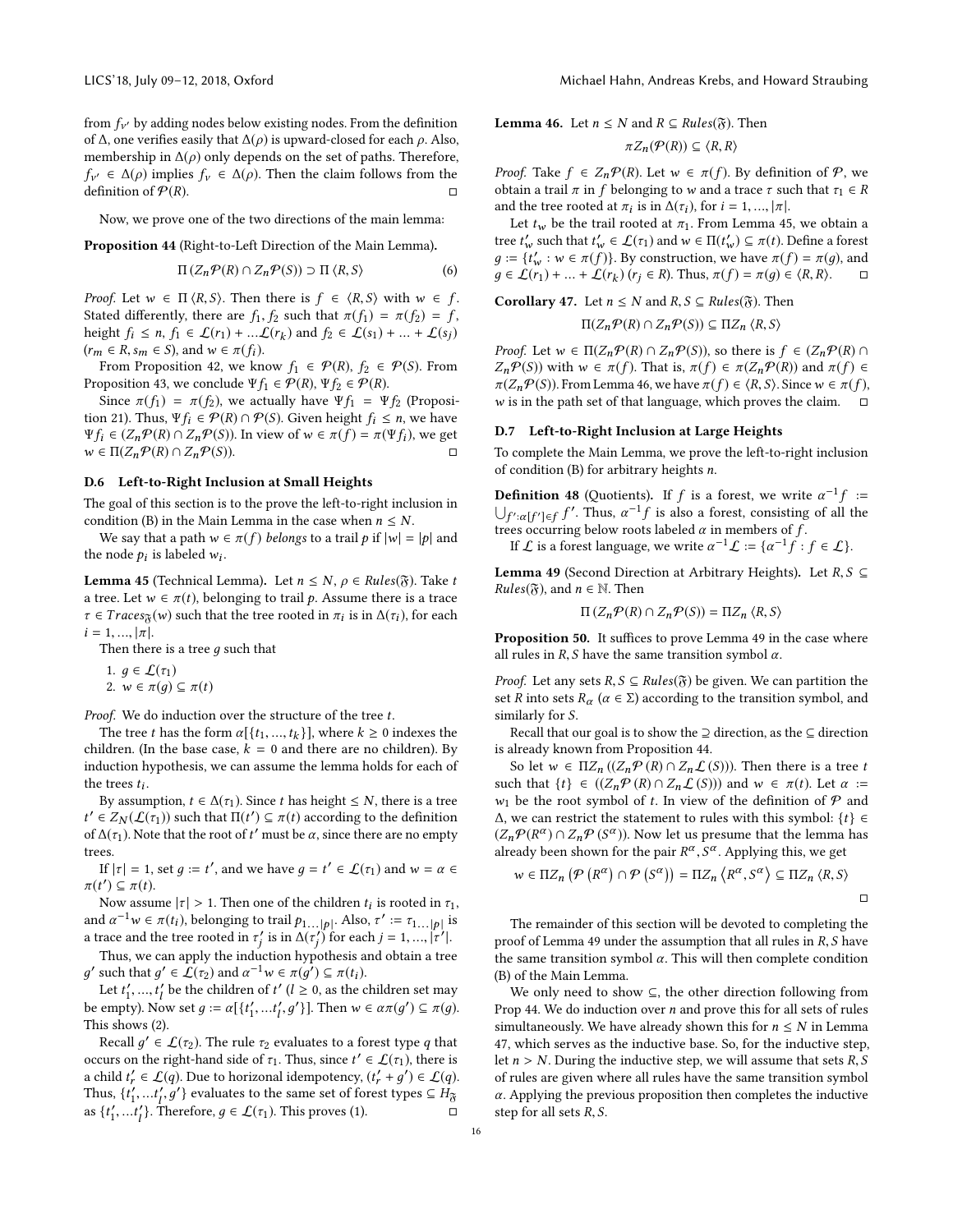from $f_{v'}$ by adding nodes below existing nodes. From the definition of $\Delta$, one verifies easily that $\Delta(\rho)$ is upward-closed for each $\rho$. Also, membership in $\Delta(\rho)$ only depends on the set of paths. Therefore, $f_{v'} \in \Delta(\rho)$ implies $f_v \in \Delta(\rho)$. Then the claim follows from the definition of $\mathcal{P}(R)$. ◻

Now, we prove one of the two directions of the main lemma:

**Proposition 44** (Right-to-Left Direction of the Main Lemma)**.**

$$\Pi\left(Z_n\mathcal{P}(R) \cap Z_n\mathcal{P}(S)\right) \supset \Pi\left\langle R, S\right\rangle \tag{6}$$

*Proof.* Let $w \in \Pi\left\langle R, S\right\rangle$. Then there is $f \in \left\langle R, S\right\rangle$ with $w \in f$. Stated differently, there are $f_1, f_2$ such that $\pi(f_1) = \pi(f_2) = f$, height $f_i \leq n$, $f_1 \in \mathcal{L}(r_1) + \ldots \mathcal{L}(r_k)$ and $f_2 \in \mathcal{L}(s_1) + \ldots + \mathcal{L}(s_j)$ ($r_m \in R, s_m \in S$), and $w \in \pi(f_i)$.

From Proposition 42, we know $f_1 \in \mathcal{P}(R)$, $f_2 \in \mathcal{P}(S)$. From Proposition 43, we conclude $\Psi f_1 \in \mathcal{P}(R)$, $\Psi f_2 \in \mathcal{P}(R)$.

Since $\pi(f_1) = \pi(f_2)$, we actually have $\Psi f_1 = \Psi f_2$ (Proposition 21). Thus, $\Psi f_i \in \mathcal{P}(R) \cap \mathcal{P}(S)$. Given height $f_i \leq n$, we have $\Psi f_i \in (Z_n\mathcal{P}(R) \cap Z_n\mathcal{P}(S))$. In view of $w \in \pi(f) = \pi(\Psi f_i)$, we get $w \in \Pi(Z_n\mathcal{P}(R) \cap Z_n\mathcal{P}(S))$. ◻

### D.6 Left-to-Right Inclusion at Small Heights

The goal of this section is to the prove the left-to-right inclusion in condition (B) in the Main Lemma in the case when $n \leq N$.

We say that a path $w \in \pi(f)$ *belongs* to a trail $p$ if $|w| = |p|$ and the node $p_i$ is labeled $w_i$.

**Lemma 45** (Technical Lemma)**.** Let $n \leq N$, $\rho \in Rules(\mathfrak{F})$. Take $t$ a tree. Let $w \in \pi(t)$, belonging to trail $p$. Assume there is a trace $\tau \in Traces_{\mathfrak{F}}(w)$ such that the tree rooted in $\pi_i$ is in $\Delta(\tau_i)$, for each $i = 1, ..., |\pi|$.

Then there is a tree $g$ such that

1. $g \in \mathcal{L}(\tau_1)$
2. $w \in \pi(g) \subseteq \pi(t)$

*Proof.* We do induction over the structure of the tree $t$.

The tree $t$ has the form $\alpha[\{t_1, ..., t_k\}]$, where $k \geq 0$ indexes the children. (In the base case, $k = 0$ and there are no children). By induction hypothesis, we can assume the lemma holds for each of the trees $t_i$.

By assumption, $t \in \Delta(\tau_1)$. Since $t$ has height $\leq N$, there is a tree $t' \in Z_N(\mathcal{L}(\tau_1))$ such that $\Pi(t') \subseteq \pi(t)$ according to the definition of $\Delta(\tau_1)$. Note that the root of $t'$ must be $\alpha$, since there are no empty trees.

If $|\tau| = 1$, set $g := t'$, and we have $g = t' \in \mathcal{L}(\tau_1)$ and $w = \alpha \in \pi(t') \subseteq \pi(t)$.

Now assume $|\tau| > 1$. Then one of the children $t_i$ is rooted in $\tau_1$, and $\alpha^{-1}w \in \pi(t_i)$, belonging to trail $p_{1...|p|}$. Also, $\tau' := \tau_{1...|p|}$ is a trace and the tree rooted in $\tau'_j$ is in $\Delta(\tau'_j)$ for each $j = 1, ..., |\tau'|$.

Thus, we can apply the induction hypothesis and obtain a tree $g'$ such that $g' \in \mathcal{L}(\tau_2)$ and $\alpha^{-1}w \in \pi(g') \subseteq \pi(t_i)$.

Let $t'_1, ..., t'_l$ be the children of $t'$ ($l \geq 0$, as the children set may be empty). Now set $g := \alpha[\{t'_1, ...t'_l, g'\}]$. Then $w \in \alpha\pi(g') \subseteq \pi(g)$. This shows (2).

Recall $g' \in \mathcal{L}(\tau_2)$. The rule $\tau_2$ evaluates to a forest type $q$ that occurs on the right-hand side of $\tau_1$. Thus, since $t' \in \mathcal{L}(\tau_1)$, there is a child $t'_r \in \mathcal{L}(q)$. Due to horizonal idempotency, $(t'_r + g') \in \mathcal{L}(q)$. Thus, $\{t'_1, ...t'_l, g'\}$ evaluates to the same set of forest types $\subseteq H_{\mathfrak{F}}$ as $\{t'_1, ...t'_l\}$. Therefore, $g \in \mathcal{L}(\tau_1)$. This proves (1). ◻

**Lemma 46.** Let $n \leq N$ and $R \subseteq Rules(\mathfrak{F})$. Then

$$\pi Z_n(\mathcal{P}(R)) \subseteq \left\langle R, R\right\rangle$$

*Proof.* Take $f \in Z_n\mathcal{P}(R)$. Let $w \in \pi(f)$. By definition of $\mathcal{P}$, we obtain a trail $\pi$ in $f$ belonging to $w$ and a trace $\tau$ such that $\tau_1 \in R$ and the tree rooted at $\pi_i$ is in $\Delta(\tau_i)$, for $i = 1, ..., |\pi|$.

Let $t_w$ be the trail rooted at $\pi_1$. From Lemma 45, we obtain a tree $t'_w$ such that $t'_w \in \mathcal{L}(\tau_1)$ and $w \in \Pi(t'_w) \subseteq \pi(t)$. Define a forest $g := \{t'_w : w \in \pi(f)\}$. By construction, we have $\pi(f) = \pi(g)$, and $g \in \mathcal{L}(r_1) + ... + \mathcal{L}(r_k)$ ($r_j \in R$). Thus, $\pi(f) = \pi(g) \in \left\langle R, R\right\rangle$. ◻

**Corollary 47.** Let $n \leq N$ and $R, S \subseteq Rules(\mathfrak{F})$. Then

$$\Pi(Z_n\mathcal{P}(R) \cap Z_n\mathcal{P}(S)) \subseteq \Pi Z_n\left\langle R, S\right\rangle$$

*Proof.* Let $w \in \Pi(Z_n\mathcal{P}(R) \cap Z_n\mathcal{P}(S))$, so there is $f \in (Z_n\mathcal{P}(R) \cap Z_n\mathcal{P}(S))$ with $w \in \pi(f)$. That is, $\pi(f) \in \pi(Z_n\mathcal{P}(R))$ and $\pi(f) \in \pi(Z_n\mathcal{P}(S))$. From Lemma 46, we have $\pi(f) \in \left\langle R, S\right\rangle$. Since $w \in \pi(f)$, $w$ is in the path set of that language, which proves the claim. ◻

### D.7 Left-to-Right Inclusion at Large Heights

To complete the Main Lemma, we prove the left-to-right inclusion of condition (B) for arbitrary heights $n$.

**Definition 48** (Quotients)**.** If $f$ is a forest, we write $\alpha^{-1}f := \bigcup_{f':\alpha[f']\in f} f'$. Thus, $\alpha^{-1}f$ is also a forest, consisting of all the trees occurring below roots labeled $\alpha$ in members of $f$.

If $\mathcal{L}$ is a forest language, we write $\alpha^{-1}\mathcal{L} := \{\alpha^{-1}f : f \in \mathcal{L}\}$.

**Lemma 49** (Second Direction at Arbitrary Heights)**.** Let $R, S \subseteq Rules(\mathfrak{F})$, and $n \in \mathbb{N}$. Then

$$\Pi\left(Z_n\mathcal{P}(R) \cap Z_n\mathcal{P}(S)\right) = \Pi Z_n\left\langle R, S\right\rangle$$

**Proposition 50.** It suffices to prove Lemma 49 in the case where all rules in $R, S$ have the same transition symbol $\alpha$.

*Proof.* Let any sets $R, S \subseteq Rules(\mathfrak{F})$ be given. We can partition the set $R$ into sets $R_\alpha$ ($\alpha \in \Sigma$) according to the transition symbol, and similarly for $S$.

Recall that our goal is to show the $\supseteq$ direction, as the $\subseteq$ direction is already known from Proposition 44.

So let $w \in \Pi Z_n\left((Z_n\mathcal{P}(R) \cap Z_n\mathcal{L}(S))\right)$. Then there is a tree $t$ such that $\{t\} \in \left((Z_n\mathcal{P}(R) \cap Z_n\mathcal{L}(S))\right)$ and $w \in \pi(t)$. Let $\alpha := w_1$ be the root symbol of $t$. In view of the definition of $\mathcal{P}$ and $\Delta$, we can restrict the statement to rules with this symbol: $\{t\} \in (Z_n\mathcal{P}(R^\alpha) \cap Z_n\mathcal{P}(S^\alpha))$. Now let us presume that the lemma has already been shown for the pair $R^\alpha, S^\alpha$. Applying this, we get

$$w \in \Pi Z_n\left(\mathcal{P}\left(R^\alpha\right) \cap \mathcal{P}\left(S^\alpha\right)\right) = \Pi Z_n\left\langle R^\alpha, S^\alpha\right\rangle \subseteq \Pi Z_n\left\langle R, S\right\rangle$$

◻

The remainder of this section will be devoted to completing the proof of Lemma 49 under the assumption that all rules in $R, S$ have the same transition symbol $\alpha$. This will then complete condition (B) of the Main Lemma.

We only need to show $\subseteq$, the other direction following from Prop 44. We do induction over $n$ and prove this for all sets of rules simultaneously. We have already shown this for $n \leq N$ in Lemma 47, which serves as the inductive base. So, for the inductive step, let $n > N$. During the inductive step, we will assume that sets $R, S$ of rules are given where all rules have the same transition symbol $\alpha$. Applying the previous proposition then completes the inductive step for all sets $R, S$.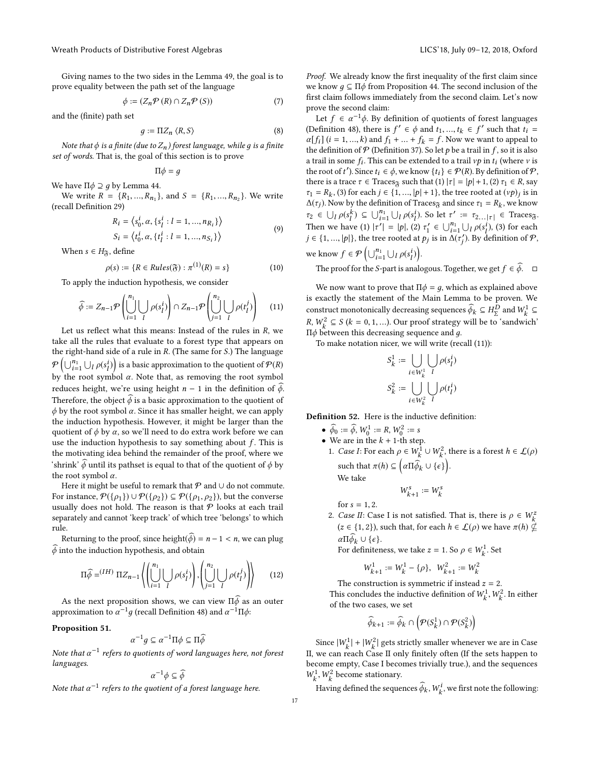Giving names to the two sides in the Lemma 49, the goal is to prove equality between the path set of the language

$$\phi := (Z_n\mathcal{P}(R) \cap Z_n\mathcal{P}(S)) \tag{7}$$

and the (finite) path set

$$g := \Pi Z_n \langle R, S \rangle \tag{8}$$

*Note that $\phi$ is a finite (due to $Z_n$) forest language, while $g$ is a finite set of words.* That is, the goal of this section is to prove

$$\Pi\phi = g$$

We have $\Pi\phi \supseteq g$ by Lemma 44.

We write $R = \{R_1, ..., R_{n_1}\}$, and $S = \{R_1, ..., R_{n_2}\}$. We write (recall Definition 29)

$$\begin{aligned} R_i &= \left\langle s_0^i, \alpha, \{s_l^i : l = 1, ..., n_{R_i}\}\right\rangle \\ S_i &= \left\langle t_0^i, \alpha, \{t_l^i : l = 1, ..., n_{S_i}\}\right\rangle \end{aligned} \tag{9}$$

When $s \in H_{\mathfrak{F}}$, define

$$\rho(s) := \{R \in Rules(\mathfrak{F}) : \pi^{(1)}(R) = s\} \tag{10}$$

To apply the induction hypothesis, we consider

$$\widehat{\phi} := Z_{n-1}\mathcal{P}\left(\bigcup_{i=1}^{n_1}\bigcup_{l}\rho(s_l^i)\right) \cap Z_{n-1}\mathcal{P}\left(\bigcup_{j=1}^{n_2}\bigcup_{l}\rho(t_l^j)\right) \tag{11}$$

Let us reflect what this means: Instead of the rules in $R$, we take all the rules that evaluate to a forest type that appears on the right-hand side of a rule in $R$. (The same for $S$.) The language $\mathcal{P}\left(\bigcup_{i=1}^{n_1}\bigcup_l \rho(s_l^i)\right)$ is a basic approximation to the quotient of $\mathcal{P}(R)$ by the root symbol $\alpha$. Note that, as removing the root symbol reduces height, we're using height $n-1$ in the definition of $\widehat{\phi}$. Therefore, the object $\widehat{\phi}$ is a basic approximation to the quotient of $\phi$ by the root symbol $\alpha$. Since it has smaller height, we can apply the induction hypothesis. However, it might be larger than the quotient of $\phi$ by $\alpha$, so we'll need to do extra work before we can use the induction hypothesis to say something about $f$. This is the motivating idea behind the remainder of the proof, where we 'shrink' $\widehat{\phi}$ until its pathset is equal to that of the quotient of $\phi$ by the root symbol $\alpha$.

Here it might be useful to remark that $\mathcal{P}$ and $\cup$ do not commute. For instance, $\mathcal{P}(\{\rho_1\}) \cup \mathcal{P}(\{\rho_2\}) \subseteq \mathcal{P}(\{\rho_1, \rho_2\})$, but the converse usually does not hold. The reason is that $\mathcal{P}$ looks at each trail separately and cannot 'keep track' of which tree 'belongs' to which rule.

Returning to the proof, since height$(\widehat{\phi}) = n - 1 < n$, we can plug $\widehat{\phi}$ into the induction hypothesis, and obtain

$$\Pi\widehat{\phi} =^{(IH)} \Pi Z_{n-1}\left\langle\left(\bigcup_{i=1}^{n_1}\bigcup_{l}\rho(s_l^i)\right), \left(\bigcup_{j=1}^{n_2}\bigcup_{l}\rho(t_l^j)\right)\right\rangle \tag{12}$$

As the next proposition shows, we can view $\Pi\widehat{\phi}$ as an outer approximation to $\alpha^{-1}g$ (recall Definition 48) and $\alpha^{-1}\Pi\phi$:

**Proposition 51.**

$$\alpha^{-1}g \subseteq \alpha^{-1}\Pi\phi \subseteq \Pi\widehat{\phi}$$

*Note that $\alpha^{-1}$ refers to quotients of word languages here, not forest languages.*

$$\alpha^{-1}\phi \subseteq \widehat{\phi}$$

*Note that $\alpha^{-1}$ refers to the quotient of a forest language here.*

*Proof.* We already know the first inequality of the first claim since we know $g \subseteq \Pi\phi$ from Proposition 44. The second inclusion of the first claim follows immediately from the second claim. Let's now prove the second claim:

Let $f \in \alpha^{-1}\phi$. By definition of quotients of forest languages (Definition 48), there is $f' \in \phi$ and $t_1, ..., t_k \in f'$ such that $t_i = \alpha[f_i]$ $(i = 1, ..., k)$ and $f_1 + ... + f_k = f$. Now we want to appeal to the definition of $\mathcal{P}$ (Definition 37). So let $p$ be a trail in $f$, so it is also a trail in some $f_i$. This can be extended to a trail $vp$ in $t_i$ (where $v$ is the root of $t'$). Since $t_i \in \phi$, we know $\{t_i\} \in \mathcal{P}(R)$. By definition of $\mathcal{P}$, there is a trace $\tau \in \text{Traces}_{\mathfrak{F}}$ such that (1) $|\tau| = |p| + 1$, (2) $\tau_1 \in R$, say $\tau_1 = R_k$, (3) for each $j \in \{1, ..., |p| + 1\}$, the tree rooted at $(vp)_j$ is in $\Delta(\tau_j)$. Now by the definition of $\text{Traces}_{\mathfrak{F}}$ and since $\tau_1 = R_k$, we know $\tau_2 \in \bigcup_l \rho(s_l^k) \subseteq \bigcup_{i=1}^{n_1}\bigcup_l \rho(s_l^i)$. So let $\tau' := \tau_{2...|\tau|} \in \text{Traces}_{\mathfrak{F}}$. Then we have (1) $|\tau'| = |p|$, (2) $\tau'_1 \in \bigcup_{i=1}^{n_1}\bigcup_l \rho(s_l^i)$, (3) for each $j \in \{1, ..., |p|\}$, the tree rooted at $p_j$ is in $\Delta(\tau'_j)$. By definition of $\mathcal{P}$, we know $f \in \mathcal{P}\left(\bigcup_{i=1}^{n_1}\bigcup_l \rho(s_l^i)\right)$.

The proof for the $S$-part is analogous. Together, we get $f \in \widehat{\phi}$. $\square$

We now want to prove that $\Pi\phi = g$, which as explained above is exactly the statement of the Main Lemma to be proven. We construct monotonically decreasing sequences $\widehat{\phi}_k \subseteq H_\Sigma^D$ and $W_k^1 \subseteq R$, $W_k^2 \subseteq S$ $(k = 0, 1, ...)$. Our proof strategy will be to 'sandwich' $\Pi\phi$ between this decreasing sequence and $g$.

To make notation nicer, we will write (recall (11)):

$$S_k^1 := \bigcup_{i \in W_k^1}\bigcup_l \rho(s_l^i)$$

$$S_k^2 := \bigcup_{i \in W_k^2}\bigcup_l \rho(t_l^i)$$

**Definition 52.** Here is the inductive definition:

- $\widehat{\phi}_0 := \widehat{\phi}$, $W_0^1 := R$, $W_0^2 := s$
- We are in the $k+1$-th step.
  1. *Case I*: For each $\rho \in W_k^1 \cup W_k^2$, there is a forest $h \in \mathcal{L}(\rho)$ such that $\pi(h) \subseteq \left(\alpha\Pi\widehat{\phi}_k \cup \{\epsilon\}\right)$.
     We take
     $$W_{k+1}^s := W_k^s$$
     for $s = 1, 2$.
  2. *Case II*: Case I is not satisfied. That is, there is $\rho \in W_k^z$ $(z \in \{1, 2\})$, such that, for each $h \in \mathcal{L}(\rho)$ we have $\pi(h) \nsubseteq \alpha\Pi\widehat{\phi}_k \cup \{\epsilon\}$.
     For definiteness, we take $z = 1$. So $\rho \in W_k^1$. Set
     $$W_{k+1}^1 := W_k^1 - \{\rho\}, \quad W_{k+1}^2 := W_k^2$$
     The construction is symmetric if instead $z = 2$.

  This concludes the inductive definition of $W_k^1, W_k^2$. In either of the two cases, we set

$$\widehat{\phi}_{k+1} := \widehat{\phi}_k \cap \left(\mathcal{P}(S_k^1) \cap \mathcal{P}(S_k^2)\right)$$

Since $|W_k^1| + |W_k^2|$ gets strictly smaller whenever we are in Case II, we can reach Case II only finitely often (If the sets happen to become empty, Case I becomes trivially true.), and the sequences $W_k^1, W_k^2$ become stationary.

Having defined the sequences $\widehat{\phi}_k, W_k^i$, we first note the following: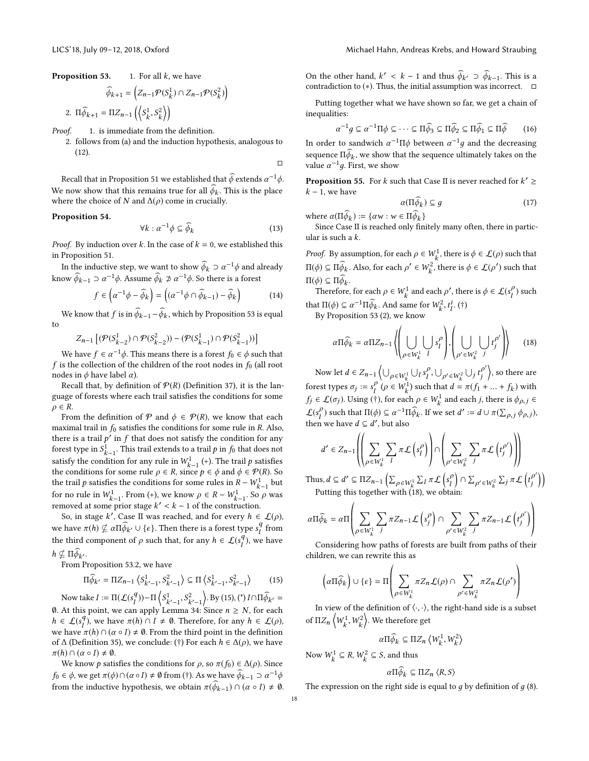**Proposition 53.**

1. For all $k$, we have
$$\widehat{\phi}_{k+1} = \left(Z_{n-1}\mathcal{P}(S^1_k) \cap Z_{n-1}\mathcal{P}(S^2_k)\right)$$
2. $\Pi\widehat{\phi}_{k+1} = \Pi Z_{n-1}\left(\left\langle S^1_k, S^2_k\right\rangle\right)$

*Proof.*

1. is immediate from the definition.
2. follows from (a) and the induction hypothesis, analogous to (12).

□

Recall that in Proposition 51 we established that $\widehat{\phi}$ extends $\alpha^{-1}\phi$. We now show that this remains true for all $\widehat{\phi}_k$. This is the place where the choice of $N$ and $\Delta(\rho)$ come in crucially.

**Proposition 54.**
$$\forall k : \alpha^{-1}\phi \subseteq \widehat{\phi}_k \tag{13}$$

*Proof.* By induction over $k$. In the case of $k = 0$, we established this in Proposition 51.

In the inductive step, we want to show $\widehat{\phi}_k \supset \alpha^{-1}\phi$ and already know $\widehat{\phi}_{k-1} \supset \alpha^{-1}\phi$. Assume $\widehat{\phi}_k \not\supset \alpha^{-1}\phi$. So there is a forest
$$f \in \left(\alpha^{-1}\phi - \widehat{\phi}_k\right) = \left((\alpha^{-1}\phi \cap \widehat{\phi}_{k-1}) - \widehat{\phi}_k\right) \tag{14}$$

We know that $f$ is in $\widehat{\phi}_{k-1} - \widehat{\phi}_k$, which by Proposition 53 is equal to
$$Z_{n-1}\left[(\mathcal{P}(S^1_{k-2}) \cap \mathcal{P}(S^2_{k-2})) - (\mathcal{P}(S^1_{k-1}) \cap \mathcal{P}(S^2_{k-1}))\right]$$

We have $f \in \alpha^{-1}\phi$. This means there is a forest $f_0 \in \phi$ such that $f$ is the collection of the children of the root nodes in $f_0$ (all root nodes in $\phi$ have label $\alpha$).

Recall that, by definition of $\mathcal{P}(R)$ (Definition 37), it is the language of forests where each trail satisfies the conditions for some $\rho \in R$.

From the definition of $\mathcal{P}$ and $\phi \in \mathcal{P}(R)$, we know that each maximal trail in $f_0$ satisfies the conditions for some rule in $R$. Also, there is a trail $p'$ in $f$ that does not satisfy the condition for any forest type in $S^1_{k-1}$. This trail extends to a trail $p$ in $f_0$ that does not satisfy the condition for any rule in $W^1_{k-1}$ (+). The trail $p$ satisfies the conditions for some rule $\rho \in R$, since $p \in \phi$ and $\phi \in \mathcal{P}(R)$. So the trail $p$ satisfies the conditions for some rules in $R - W^1_{k-1}$ but for no rule in $W^1_{k-1}$. From (+), we know $\rho \in R - W^1_{k-1}$. So $\rho$ was removed at some prior stage $k' < k - 1$ of the construction.

So, in stage $k'$, Case II was reached, and for every $h \in \mathcal{L}(\rho)$, we have $\pi(h) \not\subseteq \alpha\Pi\widehat{\phi}_{k'} \cup \{\epsilon\}$. Then there is a forest type $s^q_l$ from the third component of $\rho$ such that, for any $h \in \mathcal{L}(s^q_l)$, we have $h \not\subseteq \Pi\widehat{\phi}_{k'}$.

From Proposition 53.2, we have
$$\Pi\widehat{\phi}_{k'} = \Pi Z_{n-1}\left\langle S^1_{k'-1}, S^2_{k'-1}\right\rangle \subseteq \Pi\left\langle S^1_{k'-1}, S^2_{k'-1}\right\rangle \tag{15}$$

Now take $I := \Pi(\mathcal{L}(s^q_l)) - \Pi\left\langle S^1_{k'-1}, S^2_{k'-1}\right\rangle$. By (15), (*) $I \cap \Pi\widehat{\phi}_{k'} = \emptyset$. At this point, we can apply Lemma 34: Since $n \geq N$, for each $h \in \mathcal{L}(s^q_l)$, we have $\pi(h) \cap I \neq \emptyset$. Therefore, for any $h \in \mathcal{L}(\rho)$, we have $\pi(h) \cap (\alpha \circ I) \neq \emptyset$. From the third point in the definition of $\Delta$ (Definition 35), we conclude: (†) For each $h \in \Delta(\rho)$, we have $\pi(h) \cap (\alpha \circ I) \neq \emptyset$.

We know $p$ satisfies the conditions for $\rho$, so $\pi(f_0) \in \Delta(\rho)$. Since $f_0 \in \phi$, we get $\pi(\phi) \cap (\alpha \circ I) \neq \emptyset$ from (†). As we have $\widehat{\phi}_{k-1} \supset \alpha^{-1}\phi$ from the inductive hypothesis, we obtain $\pi(\widehat{\phi}_{k-1}) \cap (\alpha \circ I) \neq \emptyset$.

On the other hand, $k' < k - 1$ and thus $\widehat{\phi}_{k'} \supset \widehat{\phi}_{k-1}$. This is a contradiction to (*). Thus, the initial assumption was incorrect. □

Putting together what we have shown so far, we get a chain of inequalities:
$$\alpha^{-1}g \subseteq \alpha^{-1}\Pi\phi \subseteq \cdots \subseteq \Pi\widehat{\phi}_3 \subseteq \Pi\widehat{\phi}_2 \subseteq \Pi\widehat{\phi}_1 \subseteq \Pi\widehat{\phi} \tag{16}$$

In order to sandwich $\alpha^{-1}\Pi\phi$ between $\alpha^{-1}g$ and the decreasing sequence $\Pi\widehat{\phi}_k$, we show that the sequence ultimately takes on the value $\alpha^{-1}g$. First, we show

**Proposition 55.** For $k$ such that Case II is never reached for $k' \geq k - 1$, we have
$$\alpha(\Pi\widehat{\phi}_k) \subseteq g \tag{17}$$
where $\alpha(\Pi\widehat{\phi}_k) := \{\alpha w : w \in \Pi\widehat{\phi}_k\}$

Since Case II is reached only finitely many often, there in particular is such a $k$.

*Proof.* By assumption, for each $\rho \in W^1_k$, there is $\phi \in \mathcal{L}(\rho)$ such that $\Pi(\phi) \subseteq \Pi\widehat{\phi}_k$. Also, for each $\rho' \in W^2_k$, there is $\phi \in \mathcal{L}(\rho')$ such that $\Pi(\phi) \subseteq \Pi\widehat{\phi}_k$.

Therefore, for each $\rho \in W^1_k$ and each $\rho'$, there is $\phi \in \mathcal{L}(s^\rho_l)$ such that $\Pi(\phi) \subseteq \alpha^{-1}\Pi\widehat{\phi}_k$. And same for $W^2_k, t^i_l$. (†)

By Proposition 53 (2), we know
$$\alpha\Pi\widehat{\phi}_k = \alpha\Pi Z_{n-1}\left\langle\left(\bigcup_{\rho\in W^1_k}\bigcup_l s^\rho_l\right), \left(\bigcup_{\rho'\in W^2_k}\bigcup_j t^{\rho'}_j\right)\right\rangle \tag{18}$$

Now let $d \in Z_{n-1}\left\langle\bigcup_{\rho\in W^1_k}\bigcup_l s^\rho_l, \bigcup_{\rho'\in W^2_k}\bigcup_j t^{\rho'}_j\right\rangle$, so there are forest types $\sigma_j := s^\rho_l$ ($\rho \in W^1_k$) such that $d = \pi(f_1 + \ldots + f_k)$ with $f_j \in \mathcal{L}(\sigma_j)$. Using (†), for each $\rho \in W^1_k$ and each $j$, there is $\phi_{\rho,j} \in \mathcal{L}(s^\rho_l)$ such that $\Pi(\phi) \subseteq \alpha^{-1}\Pi\widehat{\phi}_k$. If we set $d' := d \cup \pi(\sum_{\rho,j}\phi_{\rho,j})$, then we have $d \subseteq d'$, but also
$$d' \in Z_{n-1}\left(\left(\sum_{\rho\in W^1_k}\sum_l \pi\mathcal{L}\left(s^\rho_l\right)\right) \cap \left(\sum_{\rho'\in W^2_k}\sum_j \pi\mathcal{L}\left(t^{\rho'}_j\right)\right)\right)$$

Thus, $d \subseteq d' \subseteq \Pi Z_{n-1}\left(\sum_{\rho\in W^1_k}\sum_l \pi\mathcal{L}\left(s^\rho_l\right) \cap \sum_{\rho'\in W^2_k}\sum_j \pi\mathcal{L}\left(t^{\rho'}_j\right)\right)$

Putting this together with (18), we obtain:
$$\alpha\Pi\widehat{\phi}_k = \alpha\Pi\left(\sum_{\rho\in W^1_k}\sum_j \pi Z_{n-1}\mathcal{L}\left(s^\rho_j\right) \cap \sum_{\rho'\in W^2_k}\sum_j \pi Z_{n-1}\mathcal{L}\left(t^{\rho'}_j\right)\right)$$

Considering how paths of forests are built from paths of their children, we can rewrite this as
$$\left(\alpha\Pi\widehat{\phi}_k\right) \cup \{\epsilon\} = \Pi\left(\sum_{\rho\in W^1_k}\pi Z_n\mathcal{L}(\rho) \cap \sum_{\rho'\in W^2_k}\pi Z_n\mathcal{L}(\rho')\right)$$

In view of the definition of $\langle\cdot,\cdot\rangle$, the right-hand side is a subset of $\Pi Z_n\left\langle W^1_k, W^2_k\right\rangle$. We therefore get
$$\alpha\Pi\widehat{\phi}_k \subseteq \Pi Z_n\left\langle W^1_k, W^2_k\right\rangle$$

Now $W^1_k \subseteq R$, $W^2_k \subseteq S$, and thus
$$\alpha\Pi\widehat{\phi}_k \subseteq \Pi Z_n\left\langle R, S\right\rangle$$

The expression on the right side is equal to $g$ by definition of $g$ (8).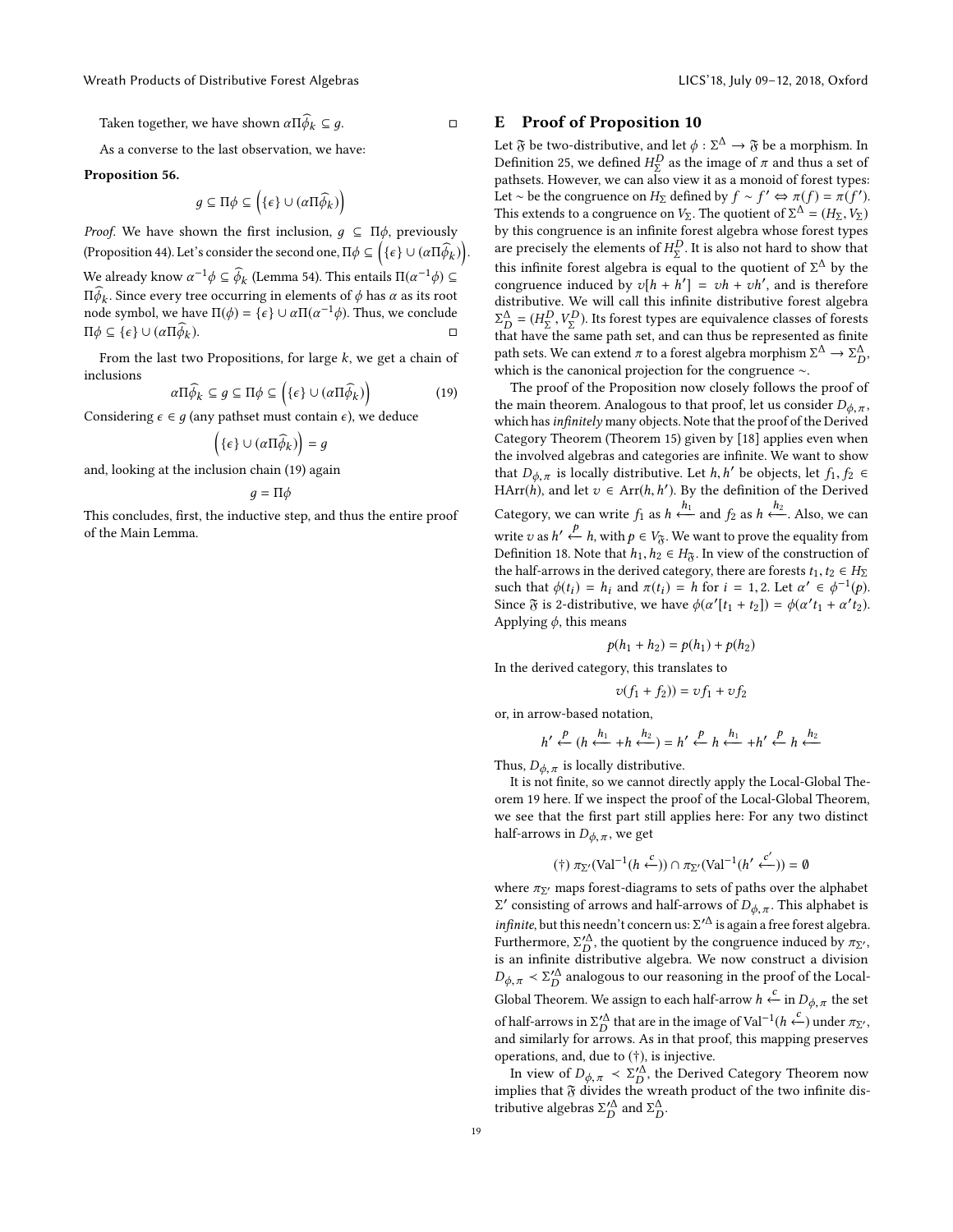Taken together, we have shown $\alpha\Pi\widehat{\phi}_k \subseteq g$. $\square$

As a converse to the last observation, we have:

**Proposition 56.**

$$g \subseteq \Pi\phi \subseteq \left(\{\epsilon\} \cup (\alpha\Pi\widehat{\phi}_k)\right)$$

*Proof.* We have shown the first inclusion, $g \subseteq \Pi\phi$, previously (Proposition 44). Let's consider the second one, $\Pi\phi \subseteq \left(\{\epsilon\} \cup (\alpha\Pi\widehat{\phi}_k)\right)$. We already know $\alpha^{-1}\phi \subseteq \widehat{\phi}_k$ (Lemma 54). This entails $\Pi(\alpha^{-1}\phi) \subseteq \Pi\widehat{\phi}_k$. Since every tree occurring in elements of $\phi$ has $\alpha$ as its root node symbol, we have $\Pi(\phi) = \{\epsilon\} \cup \alpha\Pi(\alpha^{-1}\phi)$. Thus, we conclude $\Pi\phi \subseteq \{\epsilon\} \cup (\alpha\Pi\widehat{\phi}_k)$. $\square$

From the last two Propositions, for large $k$, we get a chain of inclusions

$$\alpha\Pi\widehat{\phi}_k \subseteq g \subseteq \Pi\phi \subseteq \left(\{\epsilon\} \cup (\alpha\Pi\widehat{\phi}_k)\right) \tag{19}$$

Considering $\epsilon \in g$ (any pathset must contain $\epsilon$), we deduce

$$\left(\{\epsilon\} \cup (\alpha\Pi\widehat{\phi}_k)\right) = g$$

and, looking at the inclusion chain (19) again

$$g = \Pi\phi$$

This concludes, first, the inductive step, and thus the entire proof of the Main Lemma.

## E Proof of Proposition 10

Let $\mathfrak{F}$ be two-distributive, and let $\phi : \Sigma^\Delta \to \mathfrak{F}$ be a morphism. In Definition 25, we defined $H^D_\Sigma$ as the image of $\pi$ and thus a set of pathsets. However, we can also view it as a monoid of forest types: Let $\sim$ be the congruence on $H_\Sigma$ defined by $f \sim f' \Leftrightarrow \pi(f) = \pi(f')$. This extends to a congruence on $V_\Sigma$. The quotient of $\Sigma^\Delta = (H_\Sigma, V_\Sigma)$ by this congruence is an infinite forest algebra whose forest types are precisely the elements of $H^D_\Sigma$. It is also not hard to show that this infinite forest algebra is equal to the quotient of $\Sigma^\Delta$ by the congruence induced by $v[h + h'] = vh + vh'$, and is therefore distributive. We will call this infinite distributive forest algebra $\Sigma^\Delta_D = (H^D_\Sigma, V^D_\Sigma)$. Its forest types are equivalence classes of forests that have the same path set, and can thus be represented as finite path sets. We can extend $\pi$ to a forest algebra morphism $\Sigma^\Delta \to \Sigma^\Delta_D$, which is the canonical projection for the congruence $\sim$.

The proof of the Proposition now closely follows the proof of the main theorem. Analogous to that proof, let us consider $D_{\phi,\pi}$, which has *infinitely* many objects. Note that the proof of the Derived Category Theorem (Theorem 15) given by [18] applies even when the involved algebras and categories are infinite. We want to show that $D_{\phi,\pi}$ is locally distributive. Let $h, h'$ be objects, let $f_1, f_2 \in \mathrm{HArr}(h)$, and let $v \in \mathrm{Arr}(h, h')$. By the definition of the Derived Category, we can write $f_1$ as $h \xleftarrow{h_1}$ and $f_2$ as $h \xleftarrow{h_2}$. Also, we can write $v$ as $h' \xleftarrow{p} h$, with $p \in V_{\mathfrak{F}}$. We want to prove the equality from Definition 18. Note that $h_1, h_2 \in H_{\mathfrak{F}}$. In view of the construction of the half-arrows in the derived category, there are forests $t_1, t_2 \in H_\Sigma$ such that $\phi(t_i) = h_i$ and $\pi(t_i) = h$ for $i = 1, 2$. Let $\alpha' \in \phi^{-1}(p)$. Since $\mathfrak{F}$ is 2-distributive, we have $\phi(\alpha'[t_1 + t_2]) = \phi(\alpha' t_1 + \alpha' t_2)$. Applying $\phi$, this means

$$p(h_1 + h_2) = p(h_1) + p(h_2)$$

In the derived category, this translates to

$$v(f_1 + f_2)) = vf_1 + vf_2$$

or, in arrow-based notation,

$$h' \xleftarrow{p} (h \xleftarrow{h_1} + h \xleftarrow{h_2}) = h' \xleftarrow{p} h \xleftarrow{h_1} + h' \xleftarrow{p} h \xleftarrow{h_2}$$

Thus, $D_{\phi,\pi}$ is locally distributive.

It is not finite, so we cannot directly apply the Local-Global Theorem 19 here. If we inspect the proof of the Local-Global Theorem, we see that the first part still applies here: For any two distinct half-arrows in $D_{\phi,\pi}$, we get

$$(\dagger)\ \pi_{\Sigma'}(\mathrm{Val}^{-1}(h \xleftarrow{c})) \cap \pi_{\Sigma'}(\mathrm{Val}^{-1}(h' \xleftarrow{c'})) = \emptyset$$

where $\pi_{\Sigma'}$ maps forest-diagrams to sets of paths over the alphabet $\Sigma'$ consisting of arrows and half-arrows of $D_{\phi,\pi}$. This alphabet is *infinite*, but this needn't concern us: $\Sigma'^\Delta$ is again a free forest algebra. Furthermore, $\Sigma'^\Delta_D$, the quotient by the congruence induced by $\pi_{\Sigma'}$, is an infinite distributive algebra. We now construct a division $D_{\phi,\pi} \prec \Sigma'^\Delta_D$ analogous to our reasoning in the proof of the Local-Global Theorem. We assign to each half-arrow $h \xleftarrow{c}$ in $D_{\phi,\pi}$ the set of half-arrows in $\Sigma'^\Delta_D$ that are in the image of $\mathrm{Val}^{-1}(h \xleftarrow{c})$ under $\pi_{\Sigma'}$, and similarly for arrows. As in that proof, this mapping preserves operations, and, due to $(\dagger)$, is injective.

In view of $D_{\phi,\pi} \prec \Sigma'^\Delta_D$, the Derived Category Theorem now implies that $\mathfrak{F}$ divides the wreath product of the two infinite distributive algebras $\Sigma'^\Delta_D$ and $\Sigma^\Delta_D$.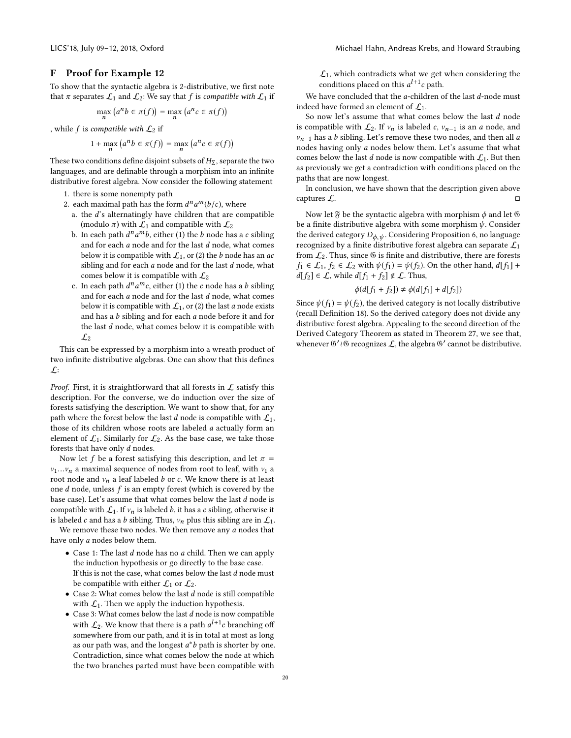## F Proof for Example 12

To show that the syntactic algebra is 2-distributive, we first note that $\pi$ separates $\mathcal{L}_1$ and $\mathcal{L}_2$: We say that $f$ is *compatible with* $\mathcal{L}_1$ if

$$\max_n \left(a^n b \in \pi(f)\right) = \max_n \left(a^n c \in \pi(f)\right)$$

, while $f$ is *compatible with* $\mathcal{L}_2$ if

$$1 + \max_n \left(a^n b \in \pi(f)\right) = \max_n \left(a^n c \in \pi(f)\right)$$

These two conditions define disjoint subsets of $H_\Sigma$, separate the two languages, and are definable through a morphism into an infinite distributive forest algebra. Now consider the following statement

1. there is some nonempty path
2. each maximal path has the form $d^n a^m (b/c)$, where
   a. the $d$'s alternatingly have children that are compatible (modulo $\pi$) with $\mathcal{L}_1$ and compatible with $\mathcal{L}_2$
   b. In each path $d^n a^m b$, either (1) the $b$ node has a $c$ sibling and for each $a$ node and for the last $d$ node, what comes below it is compatible with $\mathcal{L}_1$, or (2) the $b$ node has an $ac$ sibling and for each $a$ node and for the last $d$ node, what comes below it is compatible with $\mathcal{L}_2$
   c. In each path $d^n a^m c$, either (1) the $c$ node has a $b$ sibling and for each $a$ node and for the last $d$ node, what comes below it is compatible with $\mathcal{L}_1$, or (2) the last $a$ node exists and has a $b$ sibling and for each $a$ node before it and for the last $d$ node, what comes below it is compatible with $\mathcal{L}_2$

This can be expressed by a morphism into a wreath product of two infinite distributive algebras. One can show that this defines $\mathcal{L}$:

*Proof.* First, it is straightforward that all forests in $\mathcal{L}$ satisfy this description. For the converse, we do induction over the size of forests satisfying the description. We want to show that, for any path where the forest below the last $d$ node is compatible with $\mathcal{L}_1$, those of its children whose roots are labeled $a$ actually form an element of $\mathcal{L}_1$. Similarly for $\mathcal{L}_2$. As the base case, we take those forests that have only $d$ nodes.

Now let $f$ be a forest satisfying this description, and let $\pi = v_1 ... v_n$ a maximal sequence of nodes from root to leaf, with $v_1$ a root node and $v_n$ a leaf labeled $b$ or $c$. We know there is at least one $d$ node, unless $f$ is an empty forest (which is covered by the base case). Let's assume that what comes below the last $d$ node is compatible with $\mathcal{L}_1$. If $v_n$ is labeled $b$, it has a $c$ sibling, otherwise it is labeled $c$ and has a $b$ sibling. Thus, $v_n$ plus this sibling are in $\mathcal{L}_1$.

We remove these two nodes. We then remove any $a$ nodes that have only $a$ nodes below them.

- Case 1: The last $d$ node has no $a$ child. Then we can apply the induction hypothesis or go directly to the base case.
  If this is not the case, what comes below the last $d$ node must be compatible with either $\mathcal{L}_1$ or $\mathcal{L}_2$.
- Case 2: What comes below the last $d$ node is still compatible with $\mathcal{L}_1$. Then we apply the induction hypothesis.
- Case 3: What comes below the last $d$ node is now compatible with $\mathcal{L}_2$. We know that there is a path $a^{l+1}c$ branching off somewhere from our path, and it is in total at most as long as our path was, and the longest $a^*b$ path is shorter by one. Contradiction, since what comes below the node at which the two branches parted must have been compatible with $\mathcal{L}_1$, which contradicts what we get when considering the conditions placed on this $a^{l+1}c$ path.

We have concluded that the $a$-children of the last $d$-node must indeed have formed an element of $\mathcal{L}_1$.

So now let's assume that what comes below the last $d$ node is compatible with $\mathcal{L}_2$. If $v_n$ is labeled $c$, $v_{n-1}$ is an $a$ node, and $v_{n-1}$ has a $b$ sibling. Let's remove these two nodes, and then all $a$ nodes having only $a$ nodes below them. Let's assume that what comes below the last $d$ node is now compatible with $\mathcal{L}_1$. But then as previously we get a contradiction with conditions placed on the paths that are now longest.

In conclusion, we have shown that the description given above captures $\mathcal{L}$. □

Now let $\mathfrak{F}$ be the syntactic algebra with morphism $\phi$ and let $\mathfrak{G}$ be a finite distributive algebra with some morphism $\psi$. Consider the derived category $D_{\phi,\psi}$. Considering Proposition 6, no language recognized by a finite distributive forest algebra can separate $\mathcal{L}_1$ from $\mathcal{L}_2$. Thus, since $\mathfrak{G}$ is finite and distributive, there are forests $f_1 \in \mathcal{L}_1$, $f_2 \in \mathcal{L}_2$ with $\psi(f_1) = \psi(f_2)$. On the other hand, $d[f_1] + d[f_2] \in \mathcal{L}$, while $d[f_1 + f_2] \notin \mathcal{L}$. Thus,

$$\phi(d[f_1 + f_2]) \neq \phi(d[f_1] + d[f_2])$$

Since $\psi(f_1) = \psi(f_2)$, the derived category is not locally distributive (recall Definition 18). So the derived category does not divide any distributive forest algebra. Appealing to the second direction of the Derived Category Theorem as stated in Theorem 27, we see that, whenever $\mathfrak{G}' \wr \mathfrak{G}$ recognizes $\mathcal{L}$, the algebra $\mathfrak{G}'$ cannot be distributive.